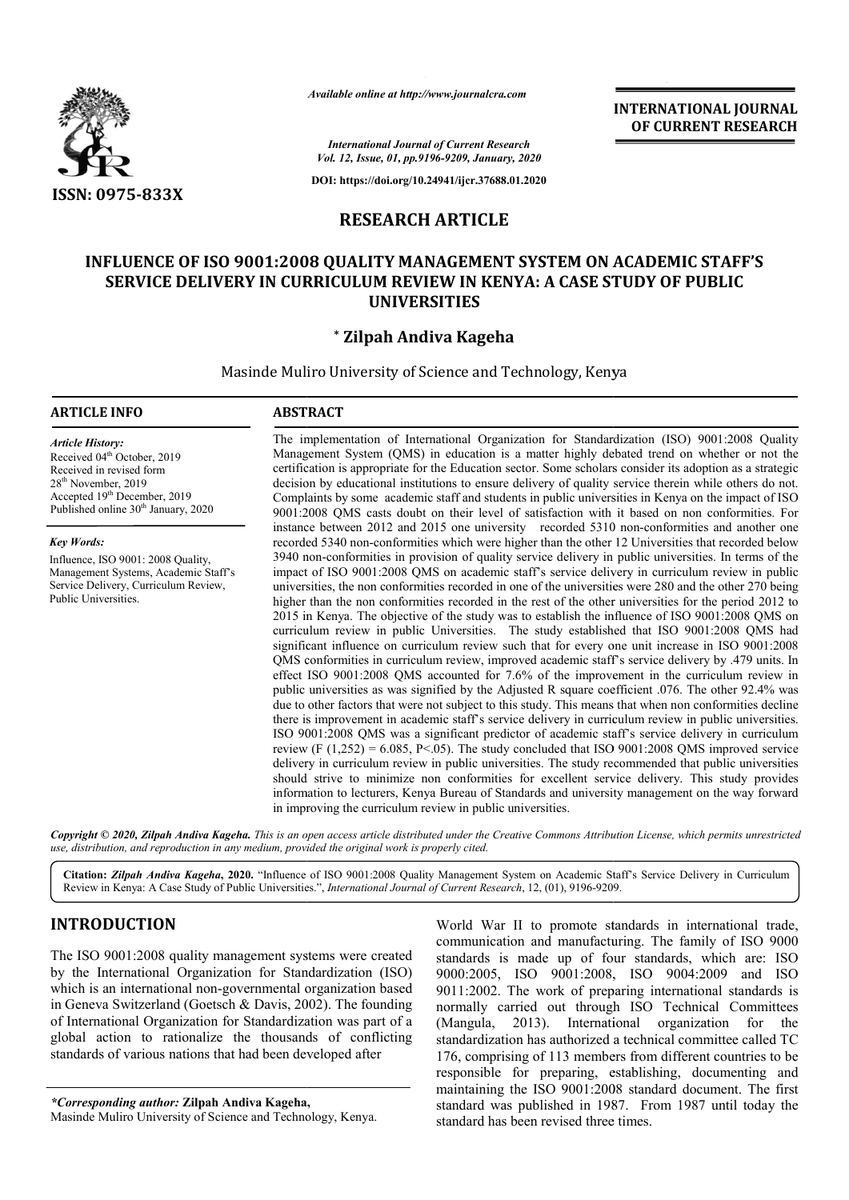# RESEARCH ARTICLE

## INFLUENCE OF ISO 9001:2008 QUALITY MANAGEMENT SYSTEM ON ACADEMIC STAFF'S SERVICE DELIVERY IN CURRICULUM REVIEW IN KENYA: A CASE STUDY OF PUBLIC UNIVERSITIES

**\* Zilpah Andiva Kageha**

Masinde Muliro University of Science and Technology, Kenya

### ARTICLE INFO

*Article History:*
Received 04th October, 2019
Received in revised form
28th November, 2019
Accepted 19th December, 2019
Published online 30th January, 2020

*Key Words:*
Influence, ISO 9001: 2008 Quality, Management Systems, Academic Staff's Service Delivery, Curriculum Review, Public Universities.

### ABSTRACT

The implementation of International Organization for Standardization (ISO) 9001:2008 Quality Management System (QMS) in education is a matter highly debated trend on whether or not the certification is appropriate for the Education sector. Some scholars consider its adoption as a strategic decision by educational institutions to ensure delivery of quality service therein while others do not. Complaints by some academic staff and students in public universities in Kenya on the impact of ISO 9001:2008 QMS casts doubt on their level of satisfaction with it based on non conformities. For instance between 2012 and 2015 one university recorded 5310 non-conformities and another one recorded 5340 non-conformities which were higher than the other 12 Universities that recorded below 3940 non-conformities in provision of quality service delivery in public universities. In terms of the impact of ISO 9001:2008 QMS on academic staff's service delivery in curriculum review in public universities, the non conformities recorded in one of the universities were 280 and the other 270 being higher than the non conformities recorded in the rest of the other universities for the period 2012 to 2015 in Kenya. The objective of the study was to establish the influence of ISO 9001:2008 QMS on curriculum review in public Universities. The study established that ISO 9001:2008 QMS had significant influence on curriculum review such that for every one unit increase in ISO 9001:2008 QMS conformities in curriculum review, improved academic staff's service delivery by .479 units. In effect ISO 9001:2008 QMS accounted for 7.6% of the improvement in the curriculum review in public universities as was signified by the Adjusted R square coefficient .076. The other 92.4% was due to other factors that were not subject to this study. This means that when non conformities decline there is improvement in academic staff's service delivery in curriculum review in public universities. ISO 9001:2008 QMS was a significant predictor of academic staff's service delivery in curriculum review ($F\ (1,252) = 6.085$, $P<.05$). The study concluded that ISO 9001:2008 QMS improved service delivery in curriculum review in public universities. The study recommended that public universities should strive to minimize non conformities for excellent service delivery. This study provides information to lecturers, Kenya Bureau of Standards and university management on the way forward in improving the curriculum review in public universities.

*Copyright © 2020, Zilpah Andiva Kageha. This is an open access article distributed under the Creative Commons Attribution License, which permits unrestricted use, distribution, and reproduction in any medium, provided the original work is properly cited.*

**Citation:** *Zilpah Andiva Kageha***, 2020.** "Influence of ISO 9001:2008 Quality Management System on Academic Staff's Service Delivery in Curriculum Review in Kenya: A Case Study of Public Universities.", *International Journal of Current Research*, 12, (01), 9196-9209.

## INTRODUCTION

The ISO 9001:2008 quality management systems were created by the International Organization for Standardization (ISO) which is an international non-governmental organization based in Geneva Switzerland (Goetsch & Davis, 2002). The founding of International Organization for Standardization was part of a global action to rationalize the thousands of conflicting standards of various nations that had been developed after World War II to promote standards in international trade, communication and manufacturing. The family of ISO 9000 standards is made up of four standards, which are: ISO 9000:2005, ISO 9001:2008, ISO 9004:2009 and ISO 9011:2002. The work of preparing international standards is normally carried out through ISO Technical Committees (Mangula, 2013). International organization for the standardization has authorized a technical committee called TC 176, comprising of 113 members from different countries to be responsible for preparing, establishing, documenting and maintaining the ISO 9001:2008 standard document. The first standard was published in 1987. From 1987 until today the standard has been revised three times.

*\*Corresponding author:* **Zilpah Andiva Kageha,**
Masinde Muliro University of Science and Technology, Kenya.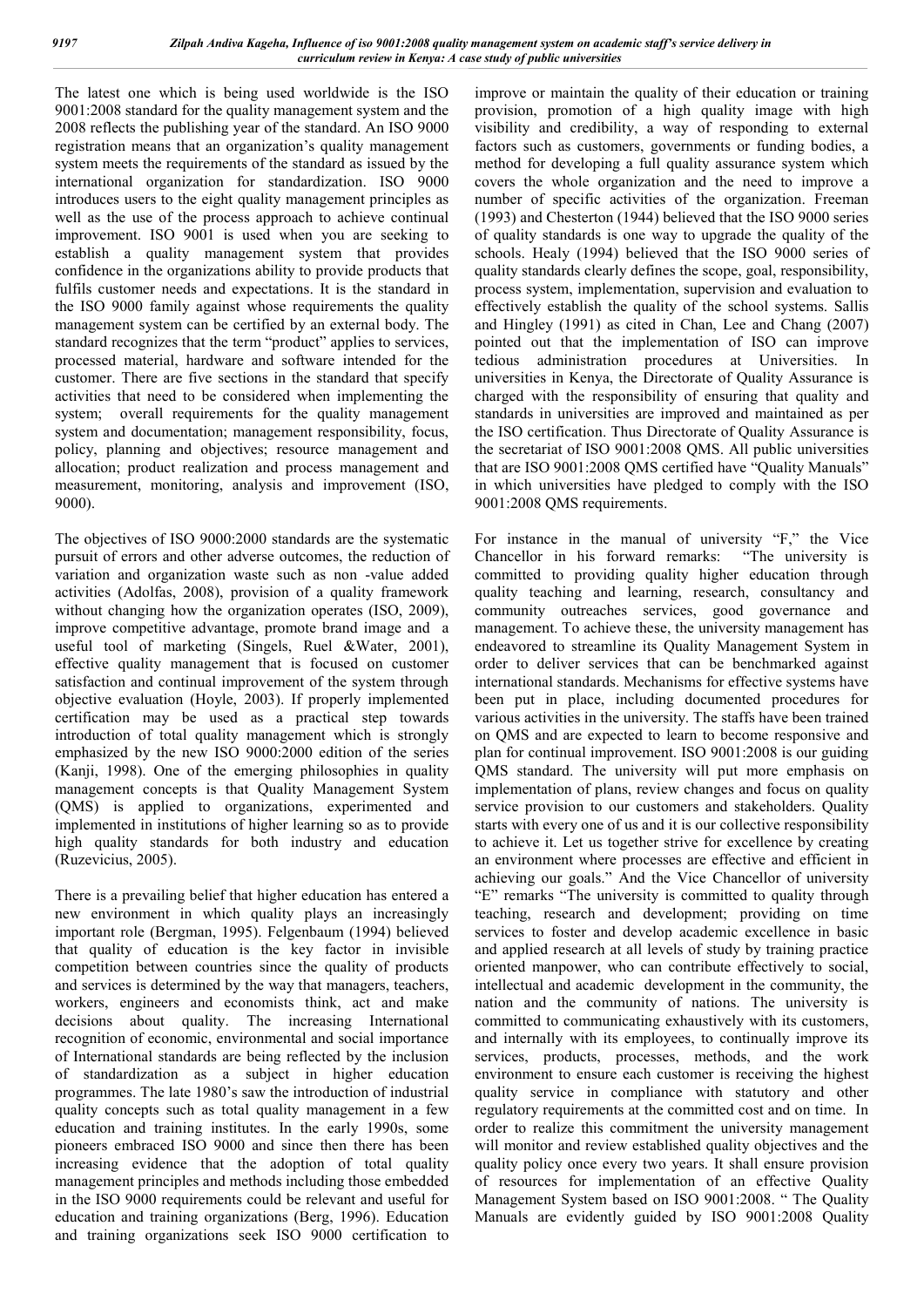The latest one which is being used worldwide is the ISO 9001:2008 standard for the quality management system and the 2008 reflects the publishing year of the standard. An ISO 9000 registration means that an organization's quality management system meets the requirements of the standard as issued by the international organization for standardization. ISO 9000 introduces users to the eight quality management principles as well as the use of the process approach to achieve continual improvement. ISO 9001 is used when you are seeking to establish a quality management system that provides confidence in the organizations ability to provide products that fulfils customer needs and expectations. It is the standard in the ISO 9000 family against whose requirements the quality management system can be certified by an external body. The standard recognizes that the term "product" applies to services, processed material, hardware and software intended for the customer. There are five sections in the standard that specify activities that need to be considered when implementing the system; overall requirements for the quality management system and documentation; management responsibility, focus, policy, planning and objectives; resource management and allocation; product realization and process management and measurement, monitoring, analysis and improvement (ISO, 9000).

The objectives of ISO 9000:2000 standards are the systematic pursuit of errors and other adverse outcomes, the reduction of variation and organization waste such as non -value added activities (Adolfas, 2008), provision of a quality framework without changing how the organization operates (ISO, 2009), improve competitive advantage, promote brand image and a useful tool of marketing (Singels, Ruel &Water, 2001), effective quality management that is focused on customer satisfaction and continual improvement of the system through objective evaluation (Hoyle, 2003). If properly implemented certification may be used as a practical step towards introduction of total quality management which is strongly emphasized by the new ISO 9000:2000 edition of the series (Kanji, 1998). One of the emerging philosophies in quality management concepts is that Quality Management System (QMS) is applied to organizations, experimented and implemented in institutions of higher learning so as to provide high quality standards for both industry and education (Ruzevicius, 2005).

There is a prevailing belief that higher education has entered a new environment in which quality plays an increasingly important role (Bergman, 1995). Felgenbaum (1994) believed that quality of education is the key factor in invisible competition between countries since the quality of products and services is determined by the way that managers, teachers, workers, engineers and economists think, act and make decisions about quality. The increasing International recognition of economic, environmental and social importance of International standards are being reflected by the inclusion of standardization as a subject in higher education programmes. The late 1980's saw the introduction of industrial quality concepts such as total quality management in a few education and training institutes. In the early 1990s, some pioneers embraced ISO 9000 and since then there has been increasing evidence that the adoption of total quality management principles and methods including those embedded in the ISO 9000 requirements could be relevant and useful for education and training organizations (Berg, 1996). Education and training organizations seek ISO 9000 certification to improve or maintain the quality of their education or training provision, promotion of a high quality image with high visibility and credibility, a way of responding to external factors such as customers, governments or funding bodies, a method for developing a full quality assurance system which covers the whole organization and the need to improve a number of specific activities of the organization. Freeman (1993) and Chesterton (1944) believed that the ISO 9000 series of quality standards is one way to upgrade the quality of the schools. Healy (1994) believed that the ISO 9000 series of quality standards clearly defines the scope, goal, responsibility, process system, implementation, supervision and evaluation to effectively establish the quality of the school systems. Sallis and Hingley (1991) as cited in Chan, Lee and Chang (2007) pointed out that the implementation of ISO can improve tedious administration procedures at Universities. In universities in Kenya, the Directorate of Quality Assurance is charged with the responsibility of ensuring that quality and standards in universities are improved and maintained as per the ISO certification. Thus Directorate of Quality Assurance is the secretariat of ISO 9001:2008 QMS. All public universities that are ISO 9001:2008 QMS certified have "Quality Manuals" in which universities have pledged to comply with the ISO 9001:2008 QMS requirements.

For instance in the manual of university "F," the Vice Chancellor in his forward remarks: "The university is committed to providing quality higher education through quality teaching and learning, research, consultancy and community outreaches services, good governance and management. To achieve these, the university management has endeavored to streamline its Quality Management System in order to deliver services that can be benchmarked against international standards. Mechanisms for effective systems have been put in place, including documented procedures for various activities in the university. The staffs have been trained on QMS and are expected to learn to become responsive and plan for continual improvement. ISO 9001:2008 is our guiding QMS standard. The university will put more emphasis on implementation of plans, review changes and focus on quality service provision to our customers and stakeholders. Quality starts with every one of us and it is our collective responsibility to achieve it. Let us together strive for excellence by creating an environment where processes are effective and efficient in achieving our goals." And the Vice Chancellor of university "E" remarks "The university is committed to quality through teaching, research and development; providing on time services to foster and develop academic excellence in basic and applied research at all levels of study by training practice oriented manpower, who can contribute effectively to social, intellectual and academic development in the community, the nation and the community of nations. The university is committed to communicating exhaustively with its customers, and internally with its employees, to continually improve its services, products, processes, methods, and the work environment to ensure each customer is receiving the highest quality service in compliance with statutory and other regulatory requirements at the committed cost and on time. In order to realize this commitment the university management will monitor and review established quality objectives and the quality policy once every two years. It shall ensure provision of resources for implementation of an effective Quality Management System based on ISO 9001:2008. " The Quality Manuals are evidently guided by ISO 9001:2008 Quality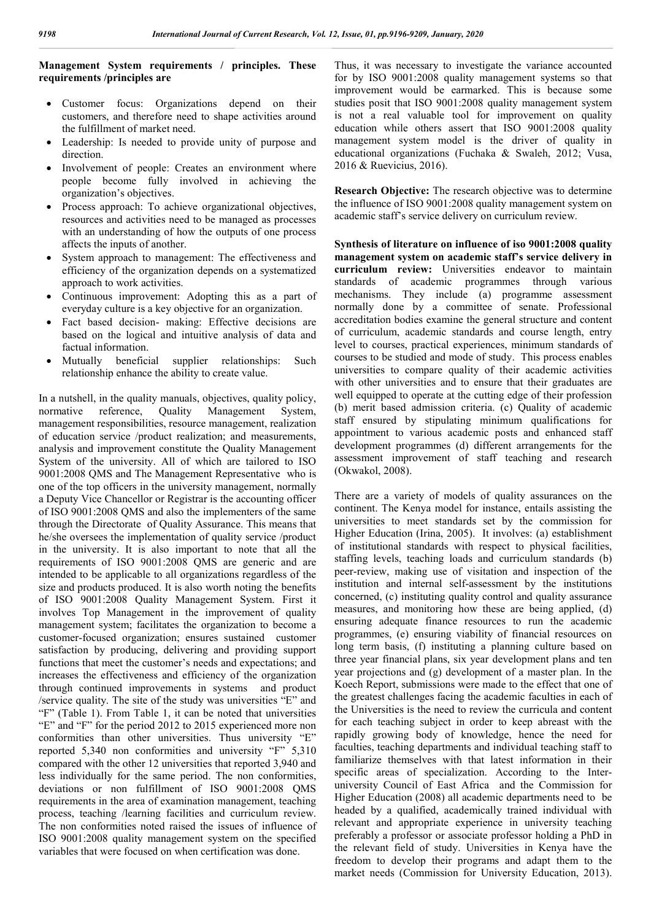**Management System requirements / principles. These requirements /principles are**

- Customer focus: Organizations depend on their customers, and therefore need to shape activities around the fulfillment of market need.
- Leadership: Is needed to provide unity of purpose and direction.
- Involvement of people: Creates an environment where people become fully involved in achieving the organization's objectives.
- Process approach: To achieve organizational objectives, resources and activities need to be managed as processes with an understanding of how the outputs of one process affects the inputs of another.
- System approach to management: The effectiveness and efficiency of the organization depends on a systematized approach to work activities.
- Continuous improvement: Adopting this as a part of everyday culture is a key objective for an organization.
- Fact based decision- making: Effective decisions are based on the logical and intuitive analysis of data and factual information.
- Mutually beneficial supplier relationships: Such relationship enhance the ability to create value.

In a nutshell, in the quality manuals, objectives, quality policy, normative reference, Quality Management System, management responsibilities, resource management, realization of education service /product realization; and measurements, analysis and improvement constitute the Quality Management System of the university. All of which are tailored to ISO 9001:2008 QMS and The Management Representative who is one of the top officers in the university management, normally a Deputy Vice Chancellor or Registrar is the accounting officer of ISO 9001:2008 QMS and also the implementers of the same through the Directorate of Quality Assurance. This means that he/she oversees the implementation of quality service /product in the university. It is also important to note that all the requirements of ISO 9001:2008 QMS are generic and are intended to be applicable to all organizations regardless of the size and products produced. It is also worth noting the benefits of ISO 9001:2008 Quality Management System. First it involves Top Management in the improvement of quality management system; facilitates the organization to become a customer-focused organization; ensures sustained customer satisfaction by producing, delivering and providing support functions that meet the customer's needs and expectations; and increases the effectiveness and efficiency of the organization through continued improvements in systems and product /service quality. The site of the study was universities "E" and "F" (Table 1). From Table 1, it can be noted that universities "E" and "F" for the period 2012 to 2015 experienced more non conformities than other universities. Thus university "E" reported 5,340 non conformities and university "F" 5,310 compared with the other 12 universities that reported 3,940 and less individually for the same period. The non conformities, deviations or non fulfillment of ISO 9001:2008 QMS requirements in the area of examination management, teaching process, teaching /learning facilities and curriculum review. The non conformities noted raised the issues of influence of ISO 9001:2008 quality management system on the specified variables that were focused on when certification was done.

Thus, it was necessary to investigate the variance accounted for by ISO 9001:2008 quality management systems so that improvement would be earmarked. This is because some studies posit that ISO 9001:2008 quality management system is not a real valuable tool for improvement on quality education while others assert that ISO 9001:2008 quality management system model is the driver of quality in educational organizations (Fuchaka & Swaleh, 2012; Vusa, 2016 & Ruevicius, 2016).

**Research Objective:** The research objective was to determine the influence of ISO 9001:2008 quality management system on academic staff's service delivery on curriculum review.

**Synthesis of literature on influence of iso 9001:2008 quality management system on academic staff's service delivery in curriculum review:** Universities endeavor to maintain standards of academic programmes through various mechanisms. They include (a) programme assessment normally done by a committee of senate. Professional accreditation bodies examine the general structure and content of curriculum, academic standards and course length, entry level to courses, practical experiences, minimum standards of courses to be studied and mode of study. This process enables universities to compare quality of their academic activities with other universities and to ensure that their graduates are well equipped to operate at the cutting edge of their profession (b) merit based admission criteria. (c) Quality of academic staff ensured by stipulating minimum qualifications for appointment to various academic posts and enhanced staff development programmes (d) different arrangements for the assessment improvement of staff teaching and research (Okwakol, 2008).

There are a variety of models of quality assurances on the continent. The Kenya model for instance, entails assisting the universities to meet standards set by the commission for Higher Education (Irina, 2005). It involves: (a) establishment of institutional standards with respect to physical facilities, staffing levels, teaching loads and curriculum standards (b) peer-review, making use of visitation and inspection of the institution and internal self-assessment by the institutions concerned, (c) instituting quality control and quality assurance measures, and monitoring how these are being applied, (d) ensuring adequate finance resources to run the academic programmes, (e) ensuring viability of financial resources on long term basis, (f) instituting a planning culture based on three year financial plans, six year development plans and ten year projections and (g) development of a master plan. In the Koech Report, submissions were made to the effect that one of the greatest challenges facing the academic faculties in each of the Universities is the need to review the curricula and content for each teaching subject in order to keep abreast with the rapidly growing body of knowledge, hence the need for faculties, teaching departments and individual teaching staff to familiarize themselves with that latest information in their specific areas of specialization. According to the Inter-university Council of East Africa and the Commission for Higher Education (2008) all academic departments need to be headed by a qualified, academically trained individual with relevant and appropriate experience in university teaching preferably a professor or associate professor holding a PhD in the relevant field of study. Universities in Kenya have the freedom to develop their programs and adapt them to the market needs (Commission for University Education, 2013).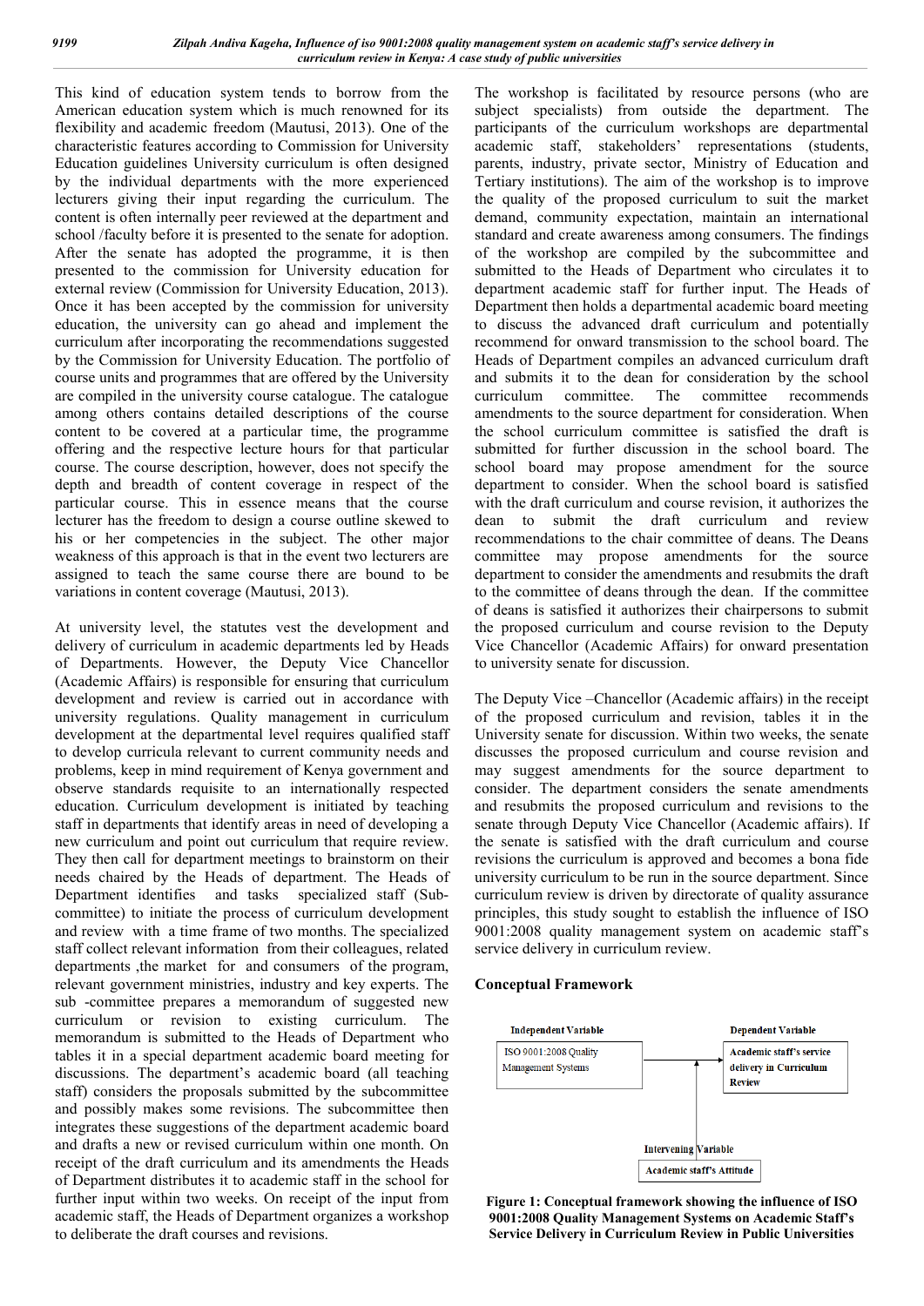This kind of education system tends to borrow from the American education system which is much renowned for its flexibility and academic freedom (Mautusi, 2013). One of the characteristic features according to Commission for University Education guidelines University curriculum is often designed by the individual departments with the more experienced lecturers giving their input regarding the curriculum. The content is often internally peer reviewed at the department and school /faculty before it is presented to the senate for adoption. After the senate has adopted the programme, it is then presented to the commission for University education for external review (Commission for University Education, 2013). Once it has been accepted by the commission for university education, the university can go ahead and implement the curriculum after incorporating the recommendations suggested by the Commission for University Education. The portfolio of course units and programmes that are offered by the University are compiled in the university course catalogue. The catalogue among others contains detailed descriptions of the course content to be covered at a particular time, the programme offering and the respective lecture hours for that particular course. The course description, however, does not specify the depth and breadth of content coverage in respect of the particular course. This in essence means that the course lecturer has the freedom to design a course outline skewed to his or her competencies in the subject. The other major weakness of this approach is that in the event two lecturers are assigned to teach the same course there are bound to be variations in content coverage (Mautusi, 2013).

At university level, the statutes vest the development and delivery of curriculum in academic departments led by Heads of Departments. However, the Deputy Vice Chancellor (Academic Affairs) is responsible for ensuring that curriculum development and review is carried out in accordance with university regulations. Quality management in curriculum development at the departmental level requires qualified staff to develop curricula relevant to current community needs and problems, keep in mind requirement of Kenya government and observe standards requisite to an internationally respected education. Curriculum development is initiated by teaching staff in departments that identify areas in need of developing a new curriculum and point out curriculum that require review. They then call for department meetings to brainstorm on their needs chaired by the Heads of department. The Heads of Department identifies and tasks specialized staff (Sub-committee) to initiate the process of curriculum development and review with a time frame of two months. The specialized staff collect relevant information from their colleagues, related departments ,the market for and consumers of the program, relevant government ministries, industry and key experts. The sub -committee prepares a memorandum of suggested new curriculum or revision to existing curriculum. The memorandum is submitted to the Heads of Department who tables it in a special department academic board meeting for discussions. The department's academic board (all teaching staff) considers the proposals submitted by the subcommittee and possibly makes some revisions. The subcommittee then integrates these suggestions of the department academic board and drafts a new or revised curriculum within one month. On receipt of the draft curriculum and its amendments the Heads of Department distributes it to academic staff in the school for further input within two weeks. On receipt of the input from academic staff, the Heads of Department organizes a workshop to deliberate the draft courses and revisions.

The workshop is facilitated by resource persons (who are subject specialists) from outside the department. The participants of the curriculum workshops are departmental academic staff, stakeholders' representations (students, parents, industry, private sector, Ministry of Education and Tertiary institutions). The aim of the workshop is to improve the quality of the proposed curriculum to suit the market demand, community expectation, maintain an international standard and create awareness among consumers. The findings of the workshop are compiled by the subcommittee and submitted to the Heads of Department who circulates it to department academic staff for further input. The Heads of Department then holds a departmental academic board meeting to discuss the advanced draft curriculum and potentially recommend for onward transmission to the school board. The Heads of Department compiles an advanced curriculum draft and submits it to the dean for consideration by the school curriculum committee. The committee recommends amendments to the source department for consideration. When the school curriculum committee is satisfied the draft is submitted for further discussion in the school board. The school board may propose amendment for the source department to consider. When the school board is satisfied with the draft curriculum and course revision, it authorizes the dean to submit the draft curriculum and review recommendations to the chair committee of deans. The Deans committee may propose amendments for the source department to consider the amendments and resubmits the draft to the committee of deans through the dean. If the committee of deans is satisfied it authorizes their chairpersons to submit the proposed curriculum and course revision to the Deputy Vice Chancellor (Academic Affairs) for onward presentation to university senate for discussion.

The Deputy Vice –Chancellor (Academic affairs) in the receipt of the proposed curriculum and revision, tables it in the University senate for discussion. Within two weeks, the senate discusses the proposed curriculum and course revision and may suggest amendments for the source department to consider. The department considers the senate amendments and resubmits the proposed curriculum and revisions to the senate through Deputy Vice Chancellor (Academic affairs). If the senate is satisfied with the draft curriculum and course revisions the curriculum is approved and becomes a bona fide university curriculum to be run in the source department. Since curriculum review is driven by directorate of quality assurance principles, this study sought to establish the influence of ISO 9001:2008 quality management system on academic staff's service delivery in curriculum review.

## Conceptual Framework

Independent Variable

ISO 9001:2008 Quality Management Systems

Dependent Variable

Academic staff's service delivery in Curriculum Review

Intervening Variable

Academic staff's Attitude

**Figure 1: Conceptual framework showing the influence of ISO 9001:2008 Quality Management Systems on Academic Staff's Service Delivery in Curriculum Review in Public Universities**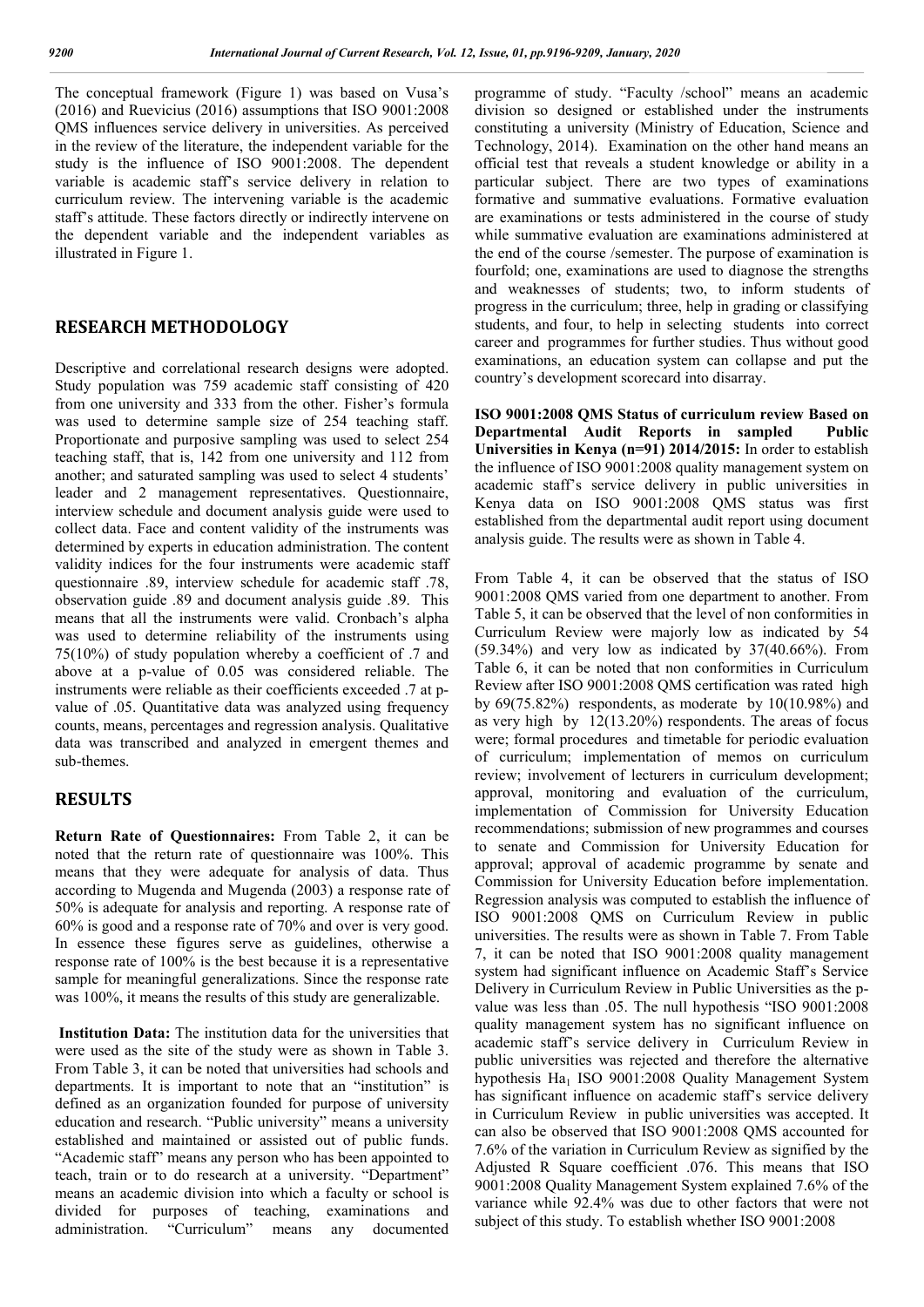The conceptual framework (Figure 1) was based on Vusa's (2016) and Ruevicius (2016) assumptions that ISO 9001:2008 QMS influences service delivery in universities. As perceived in the review of the literature, the independent variable for the study is the influence of ISO 9001:2008. The dependent variable is academic staff's service delivery in relation to curriculum review. The intervening variable is the academic staff's attitude. These factors directly or indirectly intervene on the dependent variable and the independent variables as illustrated in Figure 1.

## RESEARCH METHODOLOGY

Descriptive and correlational research designs were adopted. Study population was 759 academic staff consisting of 420 from one university and 333 from the other. Fisher's formula was used to determine sample size of 254 teaching staff. Proportionate and purposive sampling was used to select 254 teaching staff, that is, 142 from one university and 112 from another; and saturated sampling was used to select 4 students' leader and 2 management representatives. Questionnaire, interview schedule and document analysis guide were used to collect data. Face and content validity of the instruments was determined by experts in education administration. The content validity indices for the four instruments were academic staff questionnaire .89, interview schedule for academic staff .78, observation guide .89 and document analysis guide .89. This means that all the instruments were valid. Cronbach's alpha was used to determine reliability of the instruments using 75(10%) of study population whereby a coefficient of .7 and above at a p-value of 0.05 was considered reliable. The instruments were reliable as their coefficients exceeded .7 at p-value of .05. Quantitative data was analyzed using frequency counts, means, percentages and regression analysis. Qualitative data was transcribed and analyzed in emergent themes and sub-themes.

## RESULTS

**Return Rate of Questionnaires:** From Table 2, it can be noted that the return rate of questionnaire was 100%. This means that they were adequate for analysis of data. Thus according to Mugenda and Mugenda (2003) a response rate of 50% is adequate for analysis and reporting. A response rate of 60% is good and a response rate of 70% and over is very good. In essence these figures serve as guidelines, otherwise a response rate of 100% is the best because it is a representative sample for meaningful generalizations. Since the response rate was 100%, it means the results of this study are generalizable.

**Institution Data:** The institution data for the universities that were used as the site of the study were as shown in Table 3. From Table 3, it can be noted that universities had schools and departments. It is important to note that an "institution" is defined as an organization founded for purpose of university education and research. "Public university" means a university established and maintained or assisted out of public funds. "Academic staff" means any person who has been appointed to teach, train or to do research at a university. "Department" means an academic division into which a faculty or school is divided for purposes of teaching, examinations and administration. "Curriculum" means any documented programme of study. "Faculty /school" means an academic division so designed or established under the instruments constituting a university (Ministry of Education, Science and Technology, 2014). Examination on the other hand means an official test that reveals a student knowledge or ability in a particular subject. There are two types of examinations formative and summative evaluations. Formative evaluation are examinations or tests administered in the course of study while summative evaluation are examinations administered at the end of the course /semester. The purpose of examination is fourfold; one, examinations are used to diagnose the strengths and weaknesses of students; two, to inform students of progress in the curriculum; three, help in grading or classifying students, and four, to help in selecting students into correct career and programmes for further studies. Thus without good examinations, an education system can collapse and put the country's development scorecard into disarray.

**ISO 9001:2008 QMS Status of curriculum review Based on Departmental Audit Reports in sampled Public Universities in Kenya (n=91) 2014/2015:** In order to establish the influence of ISO 9001:2008 quality management system on academic staff's service delivery in public universities in Kenya data on ISO 9001:2008 QMS status was first established from the departmental audit report using document analysis guide. The results were as shown in Table 4.

From Table 4, it can be observed that the status of ISO 9001:2008 QMS varied from one department to another. From Table 5, it can be observed that the level of non conformities in Curriculum Review were majorly low as indicated by 54 (59.34%) and very low as indicated by 37(40.66%). From Table 6, it can be noted that non conformities in Curriculum Review after ISO 9001:2008 QMS certification was rated high by 69(75.82%) respondents, as moderate by 10(10.98%) and as very high by 12(13.20%) respondents. The areas of focus were; formal procedures and timetable for periodic evaluation of curriculum; implementation of memos on curriculum review; involvement of lecturers in curriculum development; approval, monitoring and evaluation of the curriculum, implementation of Commission for University Education recommendations; submission of new programmes and courses to senate and Commission for University Education for approval; approval of academic programme by senate and Commission for University Education before implementation. Regression analysis was computed to establish the influence of ISO 9001:2008 QMS on Curriculum Review in public universities. The results were as shown in Table 7. From Table 7, it can be noted that ISO 9001:2008 quality management system had significant influence on Academic Staff's Service Delivery in Curriculum Review in Public Universities as the p-value was less than .05. The null hypothesis "ISO 9001:2008 quality management system has no significant influence on academic staff's service delivery in Curriculum Review in public universities was rejected and therefore the alternative hypothesis $Ha_1$ ISO 9001:2008 Quality Management System has significant influence on academic staff's service delivery in Curriculum Review in public universities was accepted. It can also be observed that ISO 9001:2008 QMS accounted for 7.6% of the variation in Curriculum Review as signified by the Adjusted R Square coefficient .076. This means that ISO 9001:2008 Quality Management System explained 7.6% of the variance while 92.4% was due to other factors that were not subject of this study. To establish whether ISO 9001:2008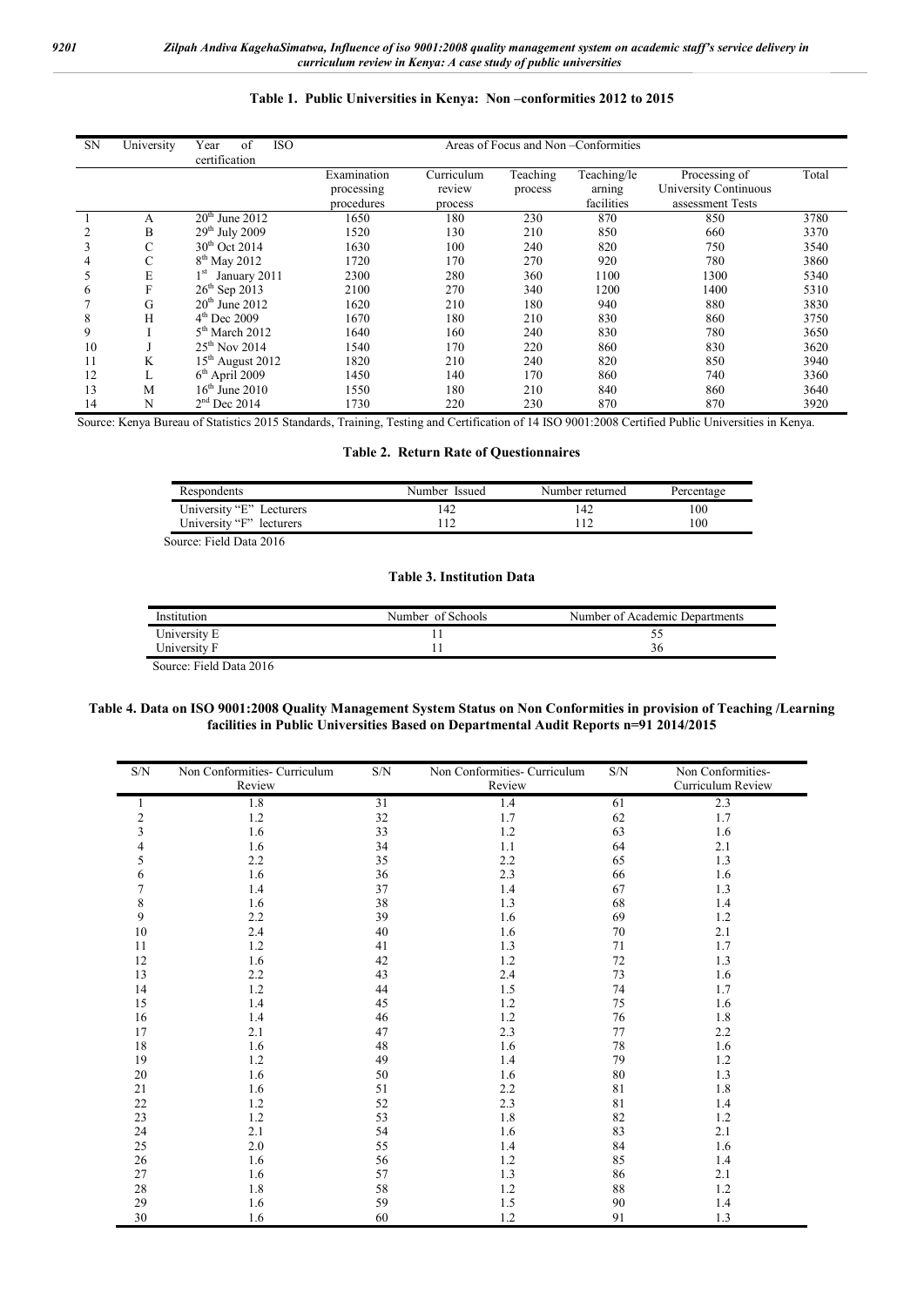**Table 1. Public Universities in Kenya: Non –conformities 2012 to 2015**

| SN | University | Year of ISO certification | Areas of Focus and Non –Conformities | | | | | |
|---|---|---|---|---|---|---|---|---|
| | | | Examination processing procedures | Curriculum review process | Teaching process | Teaching/learning facilities | Processing of University Continuous assessment Tests | Total |
| 1 | A | 20th June 2012 | 1650 | 180 | 230 | 870 | 850 | 3780 |
| 2 | B | 29th July 2009 | 1520 | 130 | 210 | 850 | 660 | 3370 |
| 3 | C | 30th Oct 2014 | 1630 | 100 | 240 | 820 | 750 | 3540 |
| 4 | C | 8th May 2012 | 1720 | 170 | 270 | 920 | 780 | 3860 |
| 5 | E | 1st January 2011 | 2300 | 280 | 360 | 1100 | 1300 | 5340 |
| 6 | F | 26th Sep 2013 | 2100 | 270 | 340 | 1200 | 1400 | 5310 |
| 7 | G | 20th June 2012 | 1620 | 210 | 180 | 940 | 880 | 3830 |
| 8 | H | 4th Dec 2009 | 1670 | 180 | 210 | 830 | 860 | 3750 |
| 9 | I | 5th March 2012 | 1640 | 160 | 240 | 830 | 780 | 3650 |
| 10 | J | 25th Nov 2014 | 1540 | 170 | 220 | 860 | 830 | 3620 |
| 11 | K | 15th August 2012 | 1820 | 210 | 240 | 820 | 850 | 3940 |
| 12 | L | 6th April 2009 | 1450 | 140 | 170 | 860 | 740 | 3360 |
| 13 | M | 16th June 2010 | 1550 | 180 | 210 | 840 | 860 | 3640 |
| 14 | N | 2nd Dec 2014 | 1730 | 220 | 230 | 870 | 870 | 3920 |

Source: Kenya Bureau of Statistics 2015 Standards, Training, Testing and Certification of 14 ISO 9001:2008 Certified Public Universities in Kenya.

**Table 2. Return Rate of Questionnaires**

| Respondents | Number Issued | Number returned | Percentage |
|---|---|---|---|
| University "E" Lecturers | 142 | 142 | 100 |
| University "F" lecturers | 112 | 112 | 100 |

Source: Field Data 2016

**Table 3. Institution Data**

| Institution | Number of Schools | Number of Academic Departments |
|---|---|---|
| University E | 11 | 55 |
| University F | 11 | 36 |

Source: Field Data 2016

**Table 4. Data on ISO 9001:2008 Quality Management System Status on Non Conformities in provision of Teaching /Learning facilities in Public Universities Based on Departmental Audit Reports n=91 2014/2015**

| S/N | Non Conformities- Curriculum Review | S/N | Non Conformities- Curriculum Review | S/N | Non Conformities- Curriculum Review |
|---|---|---|---|---|---|
| 1 | 1.8 | 31 | 1.4 | 61 | 2.3 |
| 2 | 1.2 | 32 | 1.7 | 62 | 1.7 |
| 3 | 1.6 | 33 | 1.2 | 63 | 1.6 |
| 4 | 1.6 | 34 | 1.1 | 64 | 2.1 |
| 5 | 2.2 | 35 | 2.2 | 65 | 1.3 |
| 6 | 1.6 | 36 | 2.3 | 66 | 1.6 |
| 7 | 1.4 | 37 | 1.4 | 67 | 1.3 |
| 8 | 1.6 | 38 | 1.3 | 68 | 1.4 |
| 9 | 2.2 | 39 | 1.6 | 69 | 1.2 |
| 10 | 2.4 | 40 | 1.6 | 70 | 2.1 |
| 11 | 1.2 | 41 | 1.3 | 71 | 1.7 |
| 12 | 1.6 | 42 | 1.2 | 72 | 1.3 |
| 13 | 2.2 | 43 | 2.4 | 73 | 1.6 |
| 14 | 1.2 | 44 | 1.5 | 74 | 1.7 |
| 15 | 1.4 | 45 | 1.2 | 75 | 1.6 |
| 16 | 1.4 | 46 | 1.2 | 76 | 1.8 |
| 17 | 2.1 | 47 | 2.3 | 77 | 2.2 |
| 18 | 1.6 | 48 | 1.6 | 78 | 1.6 |
| 19 | 1.2 | 49 | 1.4 | 79 | 1.2 |
| 20 | 1.6 | 50 | 1.6 | 80 | 1.3 |
| 21 | 1.6 | 51 | 2.2 | 81 | 1.8 |
| 22 | 1.2 | 52 | 2.3 | 81 | 1.4 |
| 23 | 1.2 | 53 | 1.8 | 82 | 1.2 |
| 24 | 2.1 | 54 | 1.6 | 83 | 2.1 |
| 25 | 2.0 | 55 | 1.4 | 84 | 1.6 |
| 26 | 1.6 | 56 | 1.2 | 85 | 1.4 |
| 27 | 1.6 | 57 | 1.3 | 86 | 2.1 |
| 28 | 1.8 | 58 | 1.2 | 88 | 1.2 |
| 29 | 1.6 | 59 | 1.5 | 90 | 1.4 |
| 30 | 1.6 | 60 | 1.2 | 91 | 1.3 |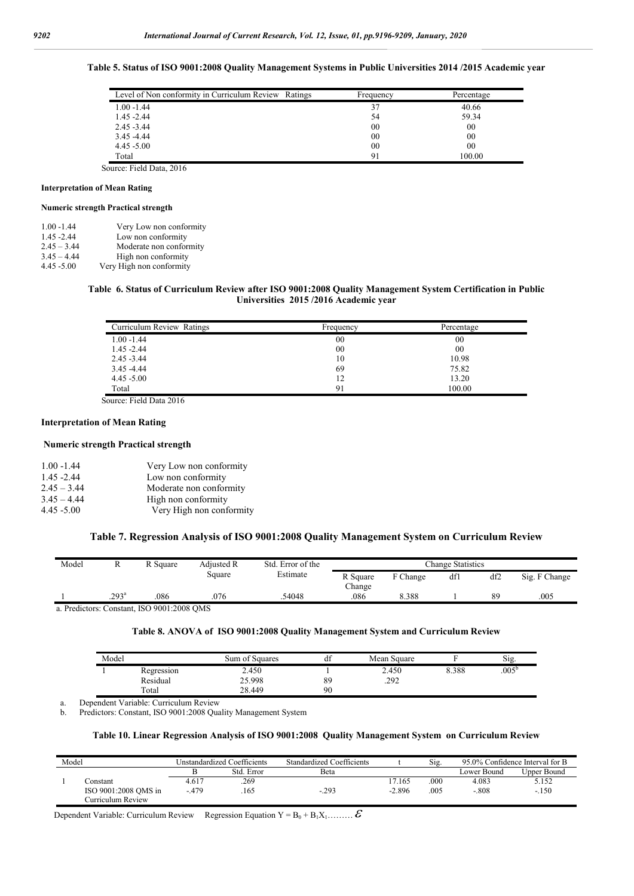**Table 5. Status of ISO 9001:2008 Quality Management Systems in Public Universities 2014 /2015 Academic year**

| Level of Non conformity in Curriculum Review Ratings | Frequency | Percentage |
|---|---|---|
| 1.00 -1.44 | 37 | 40.66 |
| 1.45 -2.44 | 54 | 59.34 |
| 2.45 -3.44 | 00 | 00 |
| 3.45 -4.44 | 00 | 00 |
| 4.45 -5.00 | 00 | 00 |
| Total | 91 | 100.00 |

Source: Field Data, 2016

**Interpretation of Mean Rating**

**Numeric strength Practical strength**

| | |
|---|---|
| 1.00 -1.44 | Very Low non conformity |
| 1.45 -2.44 | Low non conformity |
| 2.45 – 3.44 | Moderate non conformity |
| 3.45 – 4.44 | High non conformity |
| 4.45 -5.00 | Very High non conformity |

**Table 6. Status of Curriculum Review after ISO 9001:2008 Quality Management System Certification in Public Universities 2015 /2016 Academic year**

| Curriculum Review Ratings | Frequency | Percentage |
|---|---|---|
| 1.00 -1.44 | 00 | 00 |
| 1.45 -2.44 | 00 | 00 |
| 2.45 -3.44 | 10 | 10.98 |
| 3.45 -4.44 | 69 | 75.82 |
| 4.45 -5.00 | 12 | 13.20 |
| Total | 91 | 100.00 |

Source: Field Data 2016

**Interpretation of Mean Rating**

**Numeric strength Practical strength**

| | |
|---|---|
| 1.00 -1.44 | Very Low non conformity |
| 1.45 -2.44 | Low non conformity |
| 2.45 – 3.44 | Moderate non conformity |
| 3.45 – 4.44 | High non conformity |
| 4.45 -5.00 | Very High non conformity |

**Table 7. Regression Analysis of ISO 9001:2008 Quality Management System on Curriculum Review**

| Model | R | R Square | Adjusted R Square | Std. Error of the Estimate | Change Statistics | | | | |
|---|---|---|---|---|---|---|---|---|---|
| | | | | | R Square Change | F Change | df1 | df2 | Sig. F Change |
| 1 | .293[a] | .086 | .076 | .54048 | .086 | 8.388 | 1 | 89 | .005 |

a. Predictors: Constant, ISO 9001:2008 QMS

**Table 8. ANOVA of ISO 9001:2008 Quality Management System and Curriculum Review**

| Model | | Sum of Squares | df | Mean Square | F | Sig. |
|---|---|---|---|---|---|---|
| 1 | Regression | 2.450 | 1 | 2.450 | 8.388 | .005[b] |
| | Residual | 25.998 | 89 | .292 | | |
| | Total | 28.449 | 90 | | | |

a. Dependent Variable: Curriculum Review
b. Predictors: Constant, ISO 9001:2008 Quality Management System

**Table 10. Linear Regression Analysis of ISO 9001:2008 Quality Management System on Curriculum Review**

| Model | | Unstandardized Coefficients | | Standardized Coefficients | t | Sig. | 95.0% Confidence Interval for B | |
|---|---|---|---|---|---|---|---|---|
| | | B | Std. Error | Beta | | | Lower Bound | Upper Bound |
| 1 | Constant | 4.617 | .269 | | 17.165 | .000 | 4.083 | 5.152 |
| | ISO 9001:2008 QMS in Curriculum Review | -.479 | .165 | -.293 | -2.896 | .005 | -.808 | -.150 |

Dependent Variable: Curriculum Review Regression Equation $Y = B_0 + B_1X_1 \ldots\ldots\ldots \varepsilon$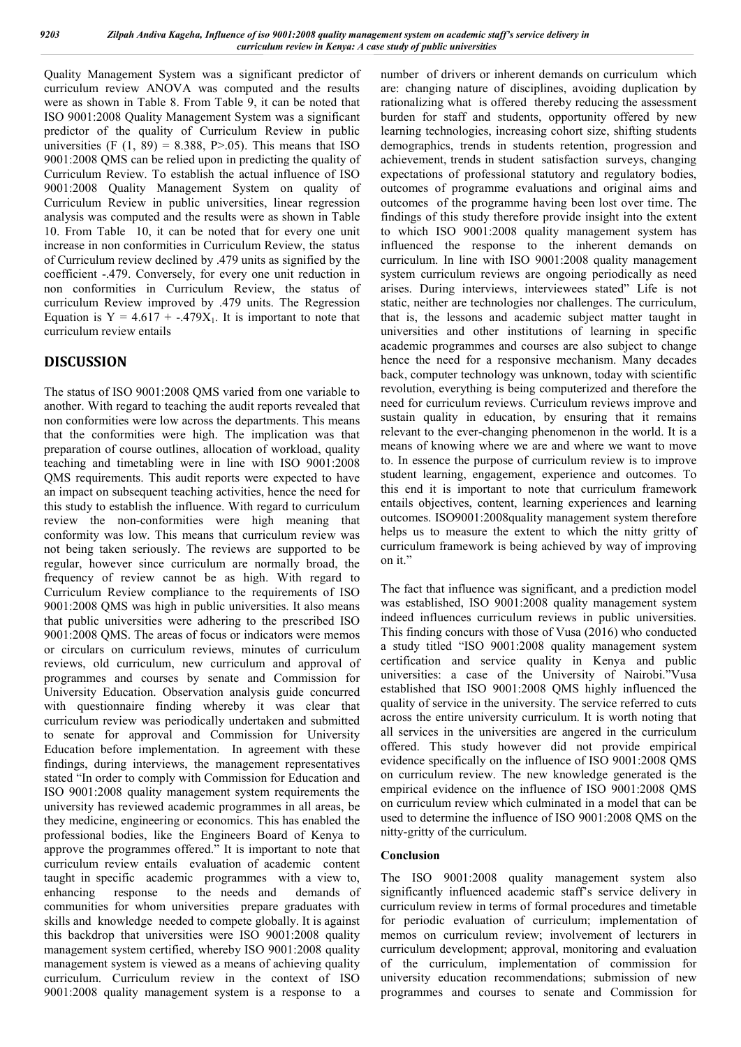Quality Management System was a significant predictor of curriculum review ANOVA was computed and the results were as shown in Table 8. From Table 9, it can be noted that ISO 9001:2008 Quality Management System was a significant predictor of the quality of Curriculum Review in public universities ($F(1, 89) = 8.388$, $P>.05$). This means that ISO 9001:2008 QMS can be relied upon in predicting the quality of Curriculum Review. To establish the actual influence of ISO 9001:2008 Quality Management System on quality of Curriculum Review in public universities, linear regression analysis was computed and the results were as shown in Table 10. From Table 10, it can be noted that for every one unit increase in non conformities in Curriculum Review, the status of Curriculum review declined by .479 units as signified by the coefficient -.479. Conversely, for every one unit reduction in non conformities in Curriculum Review, the status of curriculum Review improved by .479 units. The Regression Equation is $Y = 4.617 + -.479X_1$. It is important to note that curriculum review entails

## DISCUSSION

The status of ISO 9001:2008 QMS varied from one variable to another. With regard to teaching the audit reports revealed that non conformities were low across the departments. This means that the conformities were high. The implication was that preparation of course outlines, allocation of workload, quality teaching and timetabling were in line with ISO 9001:2008 QMS requirements. This audit reports were expected to have an impact on subsequent teaching activities, hence the need for this study to establish the influence. With regard to curriculum review the non-conformities were high meaning that conformity was low. This means that curriculum review was not being taken seriously. The reviews are supported to be regular, however since curriculum are normally broad, the frequency of review cannot be as high. With regard to Curriculum Review compliance to the requirements of ISO 9001:2008 QMS was high in public universities. It also means that public universities were adhering to the prescribed ISO 9001:2008 QMS. The areas of focus or indicators were memos or circulars on curriculum reviews, minutes of curriculum reviews, old curriculum, new curriculum and approval of programmes and courses by senate and Commission for University Education. Observation analysis guide concurred with questionnaire finding whereby it was clear that curriculum review was periodically undertaken and submitted to senate for approval and Commission for University Education before implementation. In agreement with these findings, during interviews, the management representatives stated "In order to comply with Commission for Education and ISO 9001:2008 quality management system requirements the university has reviewed academic programmes in all areas, be they medicine, engineering or economics. This has enabled the professional bodies, like the Engineers Board of Kenya to approve the programmes offered." It is important to note that curriculum review entails evaluation of academic content taught in specific academic programmes with a view to, enhancing response to the needs and demands of communities for whom universities prepare graduates with skills and knowledge needed to compete globally. It is against this backdrop that universities were ISO 9001:2008 quality management system certified, whereby ISO 9001:2008 quality management system is viewed as a means of achieving quality curriculum. Curriculum review in the context of ISO 9001:2008 quality management system is a response to a number of drivers or inherent demands on curriculum which are: changing nature of disciplines, avoiding duplication by rationalizing what is offered thereby reducing the assessment burden for staff and students, opportunity offered by new learning technologies, increasing cohort size, shifting students demographics, trends in students retention, progression and achievement, trends in student satisfaction surveys, changing expectations of professional statutory and regulatory bodies, outcomes of programme evaluations and original aims and outcomes of the programme having been lost over time. The findings of this study therefore provide insight into the extent to which ISO 9001:2008 quality management system has influenced the response to the inherent demands on curriculum. In line with ISO 9001:2008 quality management system curriculum reviews are ongoing periodically as need arises. During interviews, interviewees stated" Life is not static, neither are technologies nor challenges. The curriculum, that is, the lessons and academic subject matter taught in universities and other institutions of learning in specific academic programmes and courses are also subject to change hence the need for a responsive mechanism. Many decades back, computer technology was unknown, today with scientific revolution, everything is being computerized and therefore the need for curriculum reviews. Curriculum reviews improve and sustain quality in education, by ensuring that it remains relevant to the ever-changing phenomenon in the world. It is a means of knowing where we are and where we want to move to. In essence the purpose of curriculum review is to improve student learning, engagement, experience and outcomes. To this end it is important to note that curriculum framework entails objectives, content, learning experiences and learning outcomes. ISO9001:2008quality management system therefore helps us to measure the extent to which the nitty gritty of curriculum framework is being achieved by way of improving on it."

The fact that influence was significant, and a prediction model was established, ISO 9001:2008 quality management system indeed influences curriculum reviews in public universities. This finding concurs with those of Vusa (2016) who conducted a study titled "ISO 9001:2008 quality management system certification and service quality in Kenya and public universities: a case of the University of Nairobi."Vusa established that ISO 9001:2008 QMS highly influenced the quality of service in the university. The service referred to cuts across the entire university curriculum. It is worth noting that all services in the universities are angered in the curriculum offered. This study however did not provide empirical evidence specifically on the influence of ISO 9001:2008 QMS on curriculum review. The new knowledge generated is the empirical evidence on the influence of ISO 9001:2008 QMS on curriculum review which culminated in a model that can be used to determine the influence of ISO 9001:2008 QMS on the nitty-gritty of the curriculum.

### Conclusion

The ISO 9001:2008 quality management system also significantly influenced academic staff's service delivery in curriculum review in terms of formal procedures and timetable for periodic evaluation of curriculum; implementation of memos on curriculum review; involvement of lecturers in curriculum development; approval, monitoring and evaluation of the curriculum, implementation of commission for university education recommendations; submission of new programmes and courses to senate and Commission for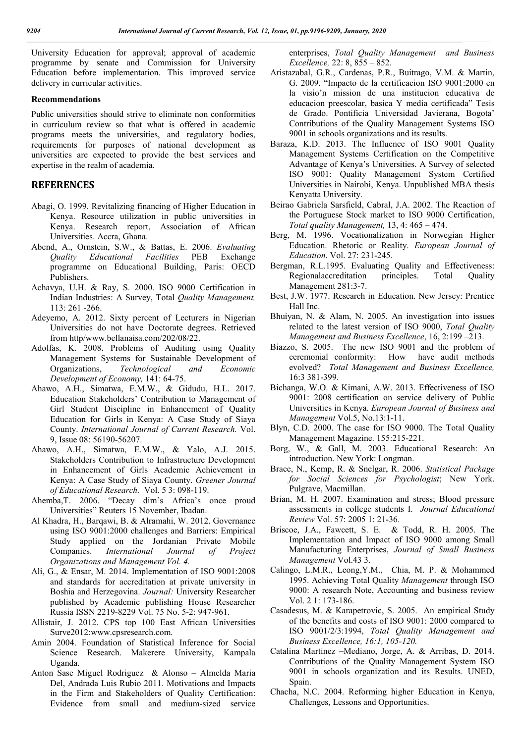University Education for approval; approval of academic programme by senate and Commission for University Education before implementation. This improved service delivery in curricular activities.

### Recommendations

Public universities should strive to eliminate non conformities in curriculum review so that what is offered in academic programs meets the universities, and regulatory bodies, requirements for purposes of national development as universities are expected to provide the best services and expertise in the realm of academia.

## REFERENCES

- Abagi, O. 1999. Revitalizing financing of Higher Education in Kenya. Resource utilization in public universities in Kenya. Research report, Association of African Universities. Accra, Ghana.
- Abend, A., Ornstein, S.W., & Battas, E. 2006. *Evaluating Quality Educational Facilities* PEB Exchange programme on Educational Building, Paris: OECD Publishers.
- Achavya, U.H. & Ray, S. 2000. ISO 9000 Certification in Indian Industries: A Survey, Total *Quality Management,* 113: 261 -266.
- Adeyemo, A. 2012. Sixty percent of Lecturers in Nigerian Universities do not have Doctorate degrees. Retrieved from http/www.bellanaisa.com/202/08/22.
- Adolfas, K. 2008. Problems of Auditing using Quality Management Systems for Sustainable Development of Organizations, *Technological and Economic Development of Economy,* 141: 64-75.
- Ahawo, A.H., Simatwa, E.M.W., & Gidudu, H.L. 2017. Education Stakeholders' Contribution to Management of Girl Student Discipline in Enhancement of Quality Education for Girls in Kenya: A Case Study of Siaya County. *International Journal of Current Research.* Vol. 9, Issue 08: 56190-56207.
- Ahawo, A.H., Simatwa, E.M.W., & Yalo, A.J. 2015. Stakeholders Contribution to Infrastructure Development in Enhancement of Girls Academic Achievement in Kenya: A Case Study of Siaya County. *Greener Journal of Educational Research.* Vol. 5 3: 098-119.
- Ahemba,T. 2006. "Decay dim's Africa's once proud Universities" Reuters 15 November, Ibadan.
- Al Khadra, H., Barqawi, B. & Alramahi, W. 2012. Governance using ISO 9001:2000 challenges and Barriers: Empirical Study applied on the Jordanian Private Mobile Companies. *International Journal of Project Organizations and Management Vol. 4.*
- Ali, G., & Ensar, M. 2014. Implementation of ISO 9001:2008 and standards for accreditation at private university in Boshia and Herzegovina. *Journal:* University Researcher published by Academic publishing House Researcher Russia ISSN 2219-8229 Vol. 75 No. 5-2: 947-961.
- Allistair, J. 2012. CPS top 100 East African Universities Surve2012:www.cpsresearch.com.
- Amin 2004. Foundation of Statistical Inference for Social Science Research. Makerere University, Kampala Uganda.
- Anton Sase Miguel Rodriguez & Alonso – Almelda Maria Del, Andrada Luis Rubio 2011. Motivations and Impacts in the Firm and Stakeholders of Quality Certification: Evidence from small and medium-sized service enterprises, *Total Quality Management and Business Excellence,* 22: 8, 855 – 852.
- Aristazabal, G.R., Cardenas, P.R., Buitrago, V.M. & Martin, G. 2009. "Impacto de la certificacion ISO 9001:2000 en la visio'n mission de una institucion educativa de educacion preescolar, basica Y media certificada" Tesis de Grado. Pontificia Universidad Javierana, Bogota' Contributions of the Quality Management Systems ISO 9001 in schools organizations and its results.
- Baraza, K.D. 2013. The Influence of ISO 9001 Quality Management Systems Certification on the Competitive Advantage of Kenya's Universities. A Survey of selected ISO 9001: Quality Management System Certified Universities in Nairobi, Kenya. Unpublished MBA thesis Kenyatta University.
- Beirao Gabriela Sarsfield, Cabral, J.A. 2002. The Reaction of the Portuguese Stock market to ISO 9000 Certification, *Total quality Management,* 13, 4: 465 – 474.
- Berg, M. 1996. Vocationalization in Norwegian Higher Education. Rhetoric or Reality. *European Journal of Education*. Vol. 27: 231-245.
- Bergman, R.L.1995. Evaluating Quality and Effectiveness: Regionalaccreditation principles. Total Quality Management 281:3-7.
- Best, J.W. 1977. Research in Education. New Jersey: Prentice Hall Inc.
- Bhuiyan, N. & Alam, N. 2005. An investigation into issues related to the latest version of ISO 9000, *Total Quality Management and Business Excellence*, 16, 2:199 –213.
- Biazzo, S. 2005. The new ISO 9001 and the problem of ceremonial conformity: How have audit methods evolved? *Total Management and Business Excellence,* 16:3 381-399.
- Bichanga, W.O. & Kimani, A.W. 2013. Effectiveness of ISO 9001: 2008 certification on service delivery of Public Universities in Kenya. *European Journal of Business and Management* Vol.5, No.13:1-11.
- Blyn, C.D. 2000. The case for ISO 9000. The Total Quality Management Magazine. 155:215-221.
- Borg, W., & Gall, M. 2003. Educational Research: An introduction. New York: Longman.
- Brace, N., Kemp, R. & Snelgar, R. 2006. *Statistical Package for Social Sciences for Psychologist*; New York. Pulgrave, Macmillan.
- Brian, M. H. 2007. Examination and stress; Blood pressure assessments in college students I. *Journal Educational Review* Vol. 57: 2005 1: 21-36.
- Briscoe, J.A., Fawcett, S. E. & Todd, R. H. 2005. The Implementation and Impact of ISO 9000 among Small Manufacturing Enterprises, *Journal of Small Business Management* Vol.43 3.
- Calingo, L.M.R., Leong,Y.M., Chia, M. P. & Mohammed 1995. Achieving Total Quality *Management* through ISO 9000: A research Note, Accounting and business review Vol. 2 1: 173-186.
- Casadesus, M. & Karapetrovic, S. 2005. An empirical Study of the benefits and costs of ISO 9001: 2000 compared to ISO 9001/2/3:1994, *Total Quality Management and Business Excellence, 16:1, 105-120.*
- Catalina Martinez –Mediano, Jorge, A. & Arribas, D. 2014. Contributions of the Quality Management System ISO 9001 in schools organization and its Results. UNED, Spain.
- Chacha, N.C. 2004. Reforming higher Education in Kenya, Challenges, Lessons and Opportunities.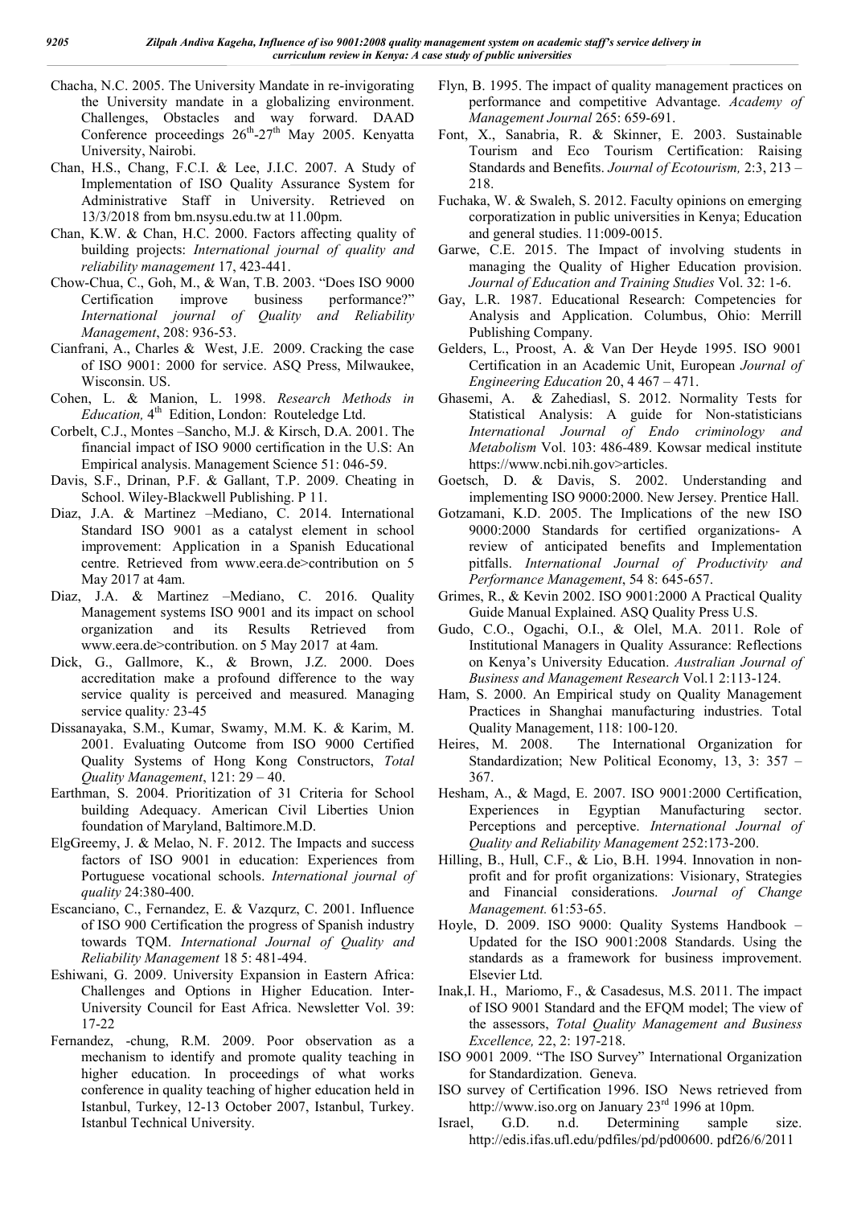Chacha, N.C. 2005. The University Mandate in re-invigorating the University mandate in a globalizing environment. Challenges, Obstacles and way forward. DAAD Conference proceedings 26th-27th May 2005. Kenyatta University, Nairobi.

Chan, H.S., Chang, F.C.I. & Lee, J.I.C. 2007. A Study of Implementation of ISO Quality Assurance System for Administrative Staff in University. Retrieved on 13/3/2018 from bm.nsysu.edu.tw at 11.00pm.

Chan, K.W. & Chan, H.C. 2000. Factors affecting quality of building projects: *International journal of quality and reliability management* 17, 423-441.

Chow-Chua, C., Goh, M., & Wan, T.B. 2003. "Does ISO 9000 Certification improve business performance?" *International journal of Quality and Reliability Management*, 208: 936-53.

Cianfrani, A., Charles & West, J.E. 2009. Cracking the case of ISO 9001: 2000 for service. ASQ Press, Milwaukee, Wisconsin. US.

Cohen, L. & Manion, L. 1998. *Research Methods in Education,* 4th Edition, London: Routeledge Ltd.

Corbelt, C.J., Montes –Sancho, M.J. & Kirsch, D.A. 2001. The financial impact of ISO 9000 certification in the U.S: An Empirical analysis. Management Science 51: 046-59.

Davis, S.F., Drinan, P.F. & Gallant, T.P. 2009. Cheating in School. Wiley-Blackwell Publishing. P 11.

Diaz, J.A. & Martinez –Mediano, C. 2014. International Standard ISO 9001 as a catalyst element in school improvement: Application in a Spanish Educational centre. Retrieved from www.eera.de>contribution on 5 May 2017 at 4am.

Diaz, J.A. & Martinez –Mediano, C. 2016. Quality Management systems ISO 9001 and its impact on school organization and its Results Retrieved from www.eera.de>contribution. on 5 May 2017 at 4am.

Dick, G., Gallmore, K., & Brown, J.Z. 2000. Does accreditation make a profound difference to the way service quality is perceived and measured*.* Managing service quality*:* 23-45

Dissanayaka, S.M., Kumar, Swamy, M.M. K. & Karim, M. 2001. Evaluating Outcome from ISO 9000 Certified Quality Systems of Hong Kong Constructors, *Total Quality Management*, 121: 29 – 40.

Earthman, S. 2004. Prioritization of 31 Criteria for School building Adequacy. American Civil Liberties Union foundation of Maryland, Baltimore.M.D.

ElgGreemy, J. & Melao, N. F. 2012. The Impacts and success factors of ISO 9001 in education: Experiences from Portuguese vocational schools. *International journal of quality* 24:380-400.

Escanciano, C., Fernandez, E. & Vazqurz, C. 2001. Influence of ISO 900 Certification the progress of Spanish industry towards TQM. *International Journal of Quality and Reliability Management* 18 5: 481-494.

Eshiwani, G. 2009. University Expansion in Eastern Africa: Challenges and Options in Higher Education. Inter-University Council for East Africa. Newsletter Vol. 39: 17-22

Fernandez, -chung, R.M. 2009. Poor observation as a mechanism to identify and promote quality teaching in higher education. In proceedings of what works conference in quality teaching of higher education held in Istanbul, Turkey, 12-13 October 2007, Istanbul, Turkey. Istanbul Technical University.

Flyn, B. 1995. The impact of quality management practices on performance and competitive Advantage. *Academy of Management Journal* 265: 659-691.

Font, X., Sanabria, R. & Skinner, E. 2003. Sustainable Tourism and Eco Tourism Certification: Raising Standards and Benefits. *Journal of Ecotourism,* 2:3, 213 – 218.

Fuchaka, W. & Swaleh, S. 2012. Faculty opinions on emerging corporatization in public universities in Kenya; Education and general studies. 11:009-0015.

Garwe, C.E. 2015. The Impact of involving students in managing the Quality of Higher Education provision. *Journal of Education and Training Studies* Vol. 32: 1-6.

Gay, L.R. 1987. Educational Research: Competencies for Analysis and Application. Columbus, Ohio: Merrill Publishing Company.

Gelders, L., Proost, A. & Van Der Heyde 1995. ISO 9001 Certification in an Academic Unit, European *Journal of Engineering Education* 20, 4 467 – 471.

Ghasemi, A. & Zahediasl, S. 2012. Normality Tests for Statistical Analysis: A guide for Non-statisticians *International Journal of Endo criminology and Metabolism* Vol. 103: 486-489. Kowsar medical institute https://www.ncbi.nih.gov>articles.

Goetsch, D. & Davis, S. 2002. Understanding and implementing ISO 9000:2000. New Jersey. Prentice Hall.

Gotzamani, K.D. 2005. The Implications of the new ISO 9000:2000 Standards for certified organizations- A review of anticipated benefits and Implementation pitfalls. *International Journal of Productivity and Performance Management*, 54 8: 645-657.

Grimes, R., & Kevin 2002. ISO 9001:2000 A Practical Quality Guide Manual Explained. ASQ Quality Press U.S.

Gudo, C.O., Ogachi, O.I., & Olel, M.A. 2011. Role of Institutional Managers in Quality Assurance: Reflections on Kenya's University Education. *Australian Journal of Business and Management Research* Vol.1 2:113-124.

Ham, S. 2000. An Empirical study on Quality Management Practices in Shanghai manufacturing industries. Total Quality Management, 118: 100-120.

Heires, M. 2008. The International Organization for Standardization; New Political Economy, 13, 3: 357 – 367.

Hesham, A., & Magd, E. 2007. ISO 9001:2000 Certification, Experiences in Egyptian Manufacturing sector. Perceptions and perceptive. *International Journal of Quality and Reliability Management* 252:173-200.

Hilling, B., Hull, C.F., & Lio, B.H. 1994. Innovation in non-profit and for profit organizations: Visionary, Strategies and Financial considerations. *Journal of Change Management.* 61:53-65.

Hoyle, D. 2009. ISO 9000: Quality Systems Handbook – Updated for the ISO 9001:2008 Standards. Using the standards as a framework for business improvement. Elsevier Ltd.

Inak,I. H., Mariomo, F., & Casadesus, M.S. 2011. The impact of ISO 9001 Standard and the EFQM model; The view of the assessors, *Total Quality Management and Business Excellence,* 22, 2: 197-218.

ISO 9001 2009. "The ISO Survey" International Organization for Standardization. Geneva.

ISO survey of Certification 1996. ISO News retrieved from http://www.iso.org on January 23rd 1996 at 10pm.

Israel, G.D. n.d. Determining sample size. http://edis.ifas.ufl.edu/pdfiles/pd/pd00600. pdf26/6/2011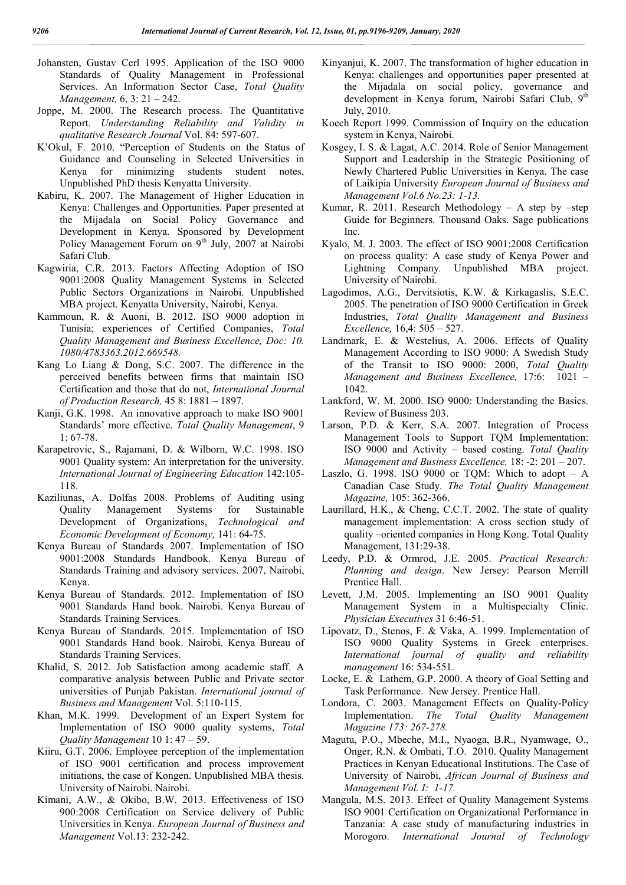Johansten, Gustav Cerl 1995. Application of the ISO 9000 Standards of Quality Management in Professional Services. An Information Sector Case, *Total Quality Management,* 6, 3: 21 – 242.

Joppe, M. 2000. The Research process. The Quantitative Report. *Understanding Reliability and Validity in qualitative Research Journal* Vol. 84: 597-607.

K'Okul, F. 2010. "Perception of Students on the Status of Guidance and Counseling in Selected Universities in Kenya for minimizing students student notes, Unpublished PhD thesis Kenyatta University.

Kabiru, K. 2007. The Management of Higher Education in Kenya: Challenges and Opportunities. Paper presented at the Mijadala on Social Policy Governance and Development in Kenya. Sponsored by Development Policy Management Forum on 9th July, 2007 at Nairobi Safari Club.

Kagwiria, C.R. 2013. Factors Affecting Adoption of ISO 9001:2008 Quality Management Systems in Selected Public Sectors Organizations in Nairobi. Unpublished MBA project. Kenyatta University, Nairobi, Kenya.

Kammoun, R. & Auoni, B. 2012. ISO 9000 adoption in Tunisia; experiences of Certified Companies, *Total Quality Management and Business Excellence, Doc: 10. 1080/4783363.2012.669548.*

Kang Lo Liang & Dong, S.C. 2007. The difference in the perceived benefits between firms that maintain ISO Certification and those that do not, *International Journal of Production Research,* 45 8: 1881 – 1897.

Kanji, G.K. 1998. An innovative approach to make ISO 9001 Standards' more effective. *Total Quality Management*, 9 1: 67-78.

Karapetrovic, S., Rajamani, D. & Wilborn, W.C. 1998. ISO 9001 Quality system: An interpretation for the university. *International Journal of Engineering Education* 142:105-118.

Kaziliunas, A. Dolfas 2008. Problems of Auditing using Quality Management Systems for Sustainable Development of Organizations, *Technological and Economic Development of Economy,* 141: 64-75.

Kenya Bureau of Standards 2007. Implementation of ISO 9001:2008 Standards Handbook. Kenya Bureau of Standards Training and advisory services. 2007, Nairobi, Kenya.

Kenya Bureau of Standards. 2012. Implementation of ISO 9001 Standards Hand book. Nairobi. Kenya Bureau of Standards Training Services.

Kenya Bureau of Standards. 2015. Implementation of ISO 9001 Standards Hand book. Nairobi. Kenya Bureau of Standards Training Services.

Khalid, S. 2012. Job Satisfaction among academic staff. A comparative analysis between Public and Private sector universities of Punjab Pakistan. *International journal of Business and Management* Vol. 5:110-115.

Khan, M.K. 1999. Development of an Expert System for Implementation of ISO 9000 quality systems, *Total Quality Management* 10 1: 47 – 59.

Kiiru, G.T. 2006. Employee perception of the implementation of ISO 9001 certification and process improvement initiations, the case of Kongen. Unpublished MBA thesis. University of Nairobi. Nairobi.

Kimani, A.W., & Okibo, B.W. 2013. Effectiveness of ISO 900:2008 Certification on Service delivery of Public Universities in Kenya. *European Journal of Business and Management* Vol.13: 232-242.

Kinyanjui, K. 2007. The transformation of higher education in Kenya: challenges and opportunities paper presented at the Mijadala on social policy, governance and development in Kenya forum, Nairobi Safari Club, 9th July, 2010.

Koech Report 1999. Commission of Inquiry on the education system in Kenya, Nairobi.

Kosgey, I. S. & Lagat, A.C. 2014. Role of Senior Management Support and Leadership in the Strategic Positioning of Newly Chartered Public Universities in Kenya. The case of Laikipia University *European Journal of Business and Management Vol.6 No.23: 1-13.*

Kumar, R. 2011. Research Methodology – A step by –step Guide for Beginners. Thousand Oaks. Sage publications Inc.

Kyalo, M. J. 2003. The effect of ISO 9001:2008 Certification on process quality: A case study of Kenya Power and Lightning Company*.* Unpublished MBA project. University of Nairobi.

Lagodimos, A.G., Dervitsiotis, K.W. & Kirkagaslis, S.E.C. 2005. The penetration of ISO 9000 Certification in Greek Industries, *Total Quality Management and Business Excellence,* 16,4: 505 – 527.

Landmark, E. & Westelius, A. 2006. Effects of Quality Management According to ISO 9000: A Swedish Study of the Transit to ISO 9000: 2000, *Total Quality Management and Business Excellence,* 17:6: 1021 – 1042.

Lankford, W. M. 2000. ISO 9000: Understanding the Basics. Review of Business 203.

Larson, P.D. & Kerr, S.A. 2007. Integration of Process Management Tools to Support TQM Implementation: ISO 9000 and Activity – based costing. *Total Quality Management and Business Excellence,* 18: -2: 201 – 207.

Laszlo, G. 1998. ISO 9000 or TQM: Which to adopt – A Canadian Case Study. *The Total Quality Management Magazine,* 105: 362-366.

Laurillard, H.K., & Cheng, C.C.T. 2002. The state of quality management implementation: A cross section study of quality –oriented companies in Hong Kong. Total Quality Management, 131:29-38.

Leedy, P.D. & Ormrod, J.E. 2005. *Practical Research: Planning and design*. New Jersey: Pearson Merrill Prentice Hall.

Levett, J.M. 2005. Implementing an ISO 9001 Quality Management System in a Multispecialty Clinic. *Physician Executives* 31 6:46-51.

Lipovatz, D., Stenos, F. & Vaka, A. 1999. Implementation of ISO 9000 Quality Systems in Greek enterprises. *International journal of quality and reliability management* 16: 534-551.

Locke, E. & Lathem, G.P. 2000. A theory of Goal Setting and Task Performance. New Jersey. Prentice Hall.

Londora, C. 2003. Management Effects on Quality-Policy Implementation. *The Total Quality Management Magazine 173: 267-278.*

Magutu, P.O., Mbeche, M.I., Nyaoga, B.R., Nyamwage, O., Onger, R.N. & Ombati, T.O. 2010. Quality Management Practices in Kenyan Educational Institutions. The Case of University of Nairobi, *African Journal of Business and Management Vol. I: 1-17.*

Mangula, M.S. 2013. Effect of Quality Management Systems ISO 9001 Certification on Organizational Performance in Tanzania: A case study of manufacturing industries in Morogoro. *International Journal of Technology*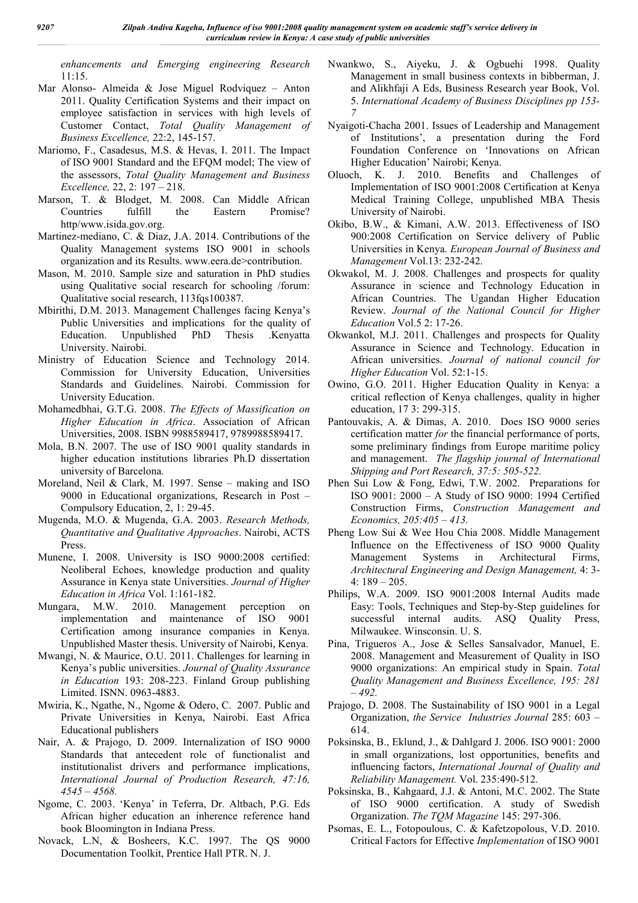*enhancements and Emerging engineering Research* 11:15.

Mar Alonso- Almeida & Jose Miguel Rodviquez – Anton 2011. Quality Certification Systems and their impact on employee satisfaction in services with high levels of Customer Contact, *Total Quality Management of Business Excellence,* 22:2, 145-157.

Mariomo, F., Casadesus, M.S. & Hevas, I. 2011. The Impact of ISO 9001 Standard and the EFQM model; The view of the assessors, *Total Quality Management and Business Excellence,* 22, 2: 197 – 218.

Marson, T. & Blodget, M. 2008. Can Middle African Countries fulfill the Eastern Promise? http/www.isida.gov.org.

Martinez-mediano, C. & Diaz, J.A. 2014. Contributions of the Quality Management systems ISO 9001 in schools organization and its Results. www.eera.de>contribution.

Mason, M. 2010. Sample size and saturation in PhD studies using Qualitative social research for schooling /forum: Qualitative social research, 113fqs100387.

Mbirithi, D.M. 2013. Management Challenges facing Kenya's Public Universities and implications for the quality of Education. Unpublished PhD Thesis .Kenyatta University. Nairobi.

Ministry of Education Science and Technology 2014. Commission for University Education, Universities Standards and Guidelines. Nairobi. Commission for University Education.

Mohamedbhai, G.T.G. 2008. *The Effects of Massification on Higher Education in Africa*. Association of African Universities, 2008. ISBN 9988589417, 9789988589417.

Mola, B.N. 2007. The use of ISO 9001 quality standards in higher education institutions libraries Ph.D dissertation university of Barcelona.

Moreland, Neil & Clark, M. 1997. Sense – making and ISO 9000 in Educational organizations, Research in Post – Compulsory Education, 2, 1: 29-45.

Mugenda, M.O. & Mugenda, G.A. 2003. *Research Methods, Quantitative and Qualitative Approaches*. Nairobi, ACTS Press.

Munene, I. 2008. University is ISO 9000:2008 certified: Neoliberal Echoes, knowledge production and quality Assurance in Kenya state Universities. *Journal of Higher Education in Africa* Vol. 1:161-182.

Mungara, M.W. 2010. Management perception on implementation and maintenance of ISO 9001 Certification among insurance companies in Kenya. Unpublished Master thesis. University of Nairobi, Kenya.

Mwangi, N. & Maurice, O.U. 2011. Challenges for learning in Kenya's public universities. *Journal of Quality Assurance in Education* 193: 208-223. Finland Group publishing Limited. ISNN. 0963-4883.

Mwiria, K., Ngathe, N., Ngome & Odero, C. 2007. Public and Private Universities in Kenya, Nairobi. East Africa Educational publishers

Nair, A. & Prajogo, D. 2009. Internalization of ISO 9000 Standards that antecedent role of functionalist and institutionalist drivers and performance implications, *International Journal of Production Research, 47:16, 4545 – 4568.*

Ngome, C. 2003. 'Kenya' in Teferra, Dr. Altbach, P.G. Eds African higher education an inherence reference hand book Bloomington in Indiana Press.

Novack, L.N, & Bosheers, K.C. 1997. The QS 9000 Documentation Toolkit, Prentice Hall PTR. N. J.

Nwankwo, S., Aiyeku, J. & Ogbuehi 1998. Quality Management in small business contexts in bibberman, J. and Alikhfaji A Eds, Business Research year Book, Vol. 5. *International Academy of Business Disciplines pp 153-7*

Nyaigoti-Chacha 2001. Issues of Leadership and Management of Institutions', a presentation during the Ford Foundation Conference on 'Innovations on African Higher Education' Nairobi; Kenya.

Oluoch, K. J. 2010. Benefits and Challenges of Implementation of ISO 9001:2008 Certification at Kenya Medical Training College, unpublished MBA Thesis University of Nairobi.

Okibo, B.W., & Kimani, A.W. 2013. Effectiveness of ISO 900:2008 Certification on Service delivery of Public Universities in Kenya. *European Journal of Business and Management* Vol.13: 232-242.

Okwakol, M. J. 2008. Challenges and prospects for quality Assurance in science and Technology Education in African Countries. The Ugandan Higher Education Review. *Journal of the National Council for Higher Education* Vol.5 2: 17-26.

Okwankol, M.J. 2011. Challenges and prospects for Quality Assurance in Science and Technology. Education in African universities. *Journal of national council for Higher Education* Vol. 52:1-15.

Owino, G.O. 2011. Higher Education Quality in Kenya: a critical reflection of Kenya challenges, quality in higher education, 17 3: 299-315.

Pantouvakis, A. & Dimas, A. 2010. Does ISO 9000 series certification matter *for* the financial performance of ports, some preliminary findings from Europe maritime policy and management. *The flagship journal of International Shipping and Port Research, 37:5: 505-522.*

Phen Sui Low & Fong, Edwi, T.W. 2002. Preparations for ISO 9001: 2000 – A Study of ISO 9000: 1994 Certified Construction Firms, *Construction Management and Economics, 205:405 – 413.*

Pheng Low Sui & Wee Hou Chia 2008. Middle Management Influence on the Effectiveness of ISO 9000 Quality Management Systems in Architectural Firms, *Architectural Engineering and Design Management,* 4: 3-4: 189 – 205.

Philips, W.A. 2009. ISO 9001:2008 Internal Audits made Easy: Tools, Techniques and Step-by-Step guidelines for successful internal audits. ASQ Quality Press, Milwaukee. Winsconsin. U. S.

Pina, Trigueros A., Jose & Selles Sansalvador, Manuel, E. 2008. Management and Measurement of Quality in ISO 9000 organizations: An empirical study in Spain. *Total Quality Management and Business Excellence, 195: 281 – 492.*

Prajogo, D. 2008. The Sustainability of ISO 9001 in a Legal Organization, *the Service Industries Journal* 285: 603 – 614.

Poksinska, B., Eklund, J., & Dahlgard J. 2006. ISO 9001: 2000 in small organizations, lost opportunities, benefits and influencing factors, *International Journal of Quality and Reliability Management.* Vol. 235:490-512.

Poksinska, B., Kahgaard, J.J. & Antoni, M.C. 2002. The State of ISO 9000 certification. A study of Swedish Organization. *The TQM Magazine* 145: 297-306.

Psomas, E. L., Fotopoulous, C. & Kafetzopolous, V.D. 2010. Critical Factors for Effective *Implementation* of ISO 9001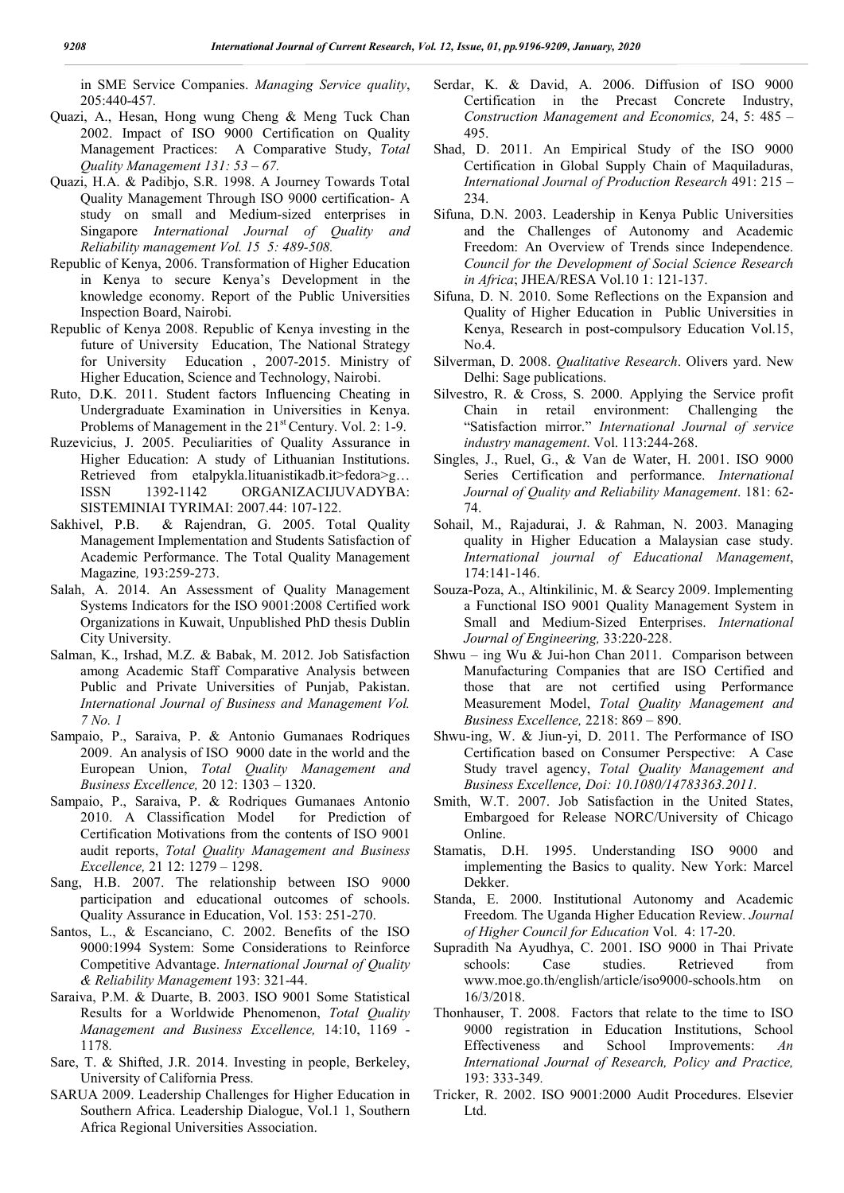in SME Service Companies. *Managing Service quality*, 205:440-457.

Quazi, A., Hesan, Hong wung Cheng & Meng Tuck Chan 2002. Impact of ISO 9000 Certification on Quality Management Practices: A Comparative Study, *Total Quality Management 131: 53 – 67.*

Quazi, H.A. & Padibjo, S.R. 1998. A Journey Towards Total Quality Management Through ISO 9000 certification- A study on small and Medium-sized enterprises in Singapore *International Journal of Quality and Reliability management Vol. 15 5: 489-508.*

Republic of Kenya, 2006. Transformation of Higher Education in Kenya to secure Kenya's Development in the knowledge economy. Report of the Public Universities Inspection Board, Nairobi.

Republic of Kenya 2008. Republic of Kenya investing in the future of University Education, The National Strategy for University Education , 2007-2015. Ministry of Higher Education, Science and Technology, Nairobi.

Ruto, D.K. 2011. Student factors Influencing Cheating in Undergraduate Examination in Universities in Kenya. Problems of Management in the 21st Century. Vol. 2: 1-9.

Ruzevicius, J. 2005. Peculiarities of Quality Assurance in Higher Education: A study of Lithuanian Institutions. Retrieved from etalpykla.lituanistikadb.it>fedora>g… ISSN 1392-1142 ORGANIZACIJUVADYBA: SISTEMINIAI TYRIMAI: 2007.44: 107-122.

Sakhivel, P.B. & Rajendran, G. 2005. Total Quality Management Implementation and Students Satisfaction of Academic Performance. The Total Quality Management Magazine*,* 193:259-273.

Salah, A. 2014. An Assessment of Quality Management Systems Indicators for the ISO 9001:2008 Certified work Organizations in Kuwait, Unpublished PhD thesis Dublin City University.

Salman, K., Irshad, M.Z. & Babak, M. 2012. Job Satisfaction among Academic Staff Comparative Analysis between Public and Private Universities of Punjab, Pakistan. *International Journal of Business and Management Vol. 7 No. 1*

Sampaio, P., Saraiva, P. & Antonio Gumanaes Rodriques 2009. An analysis of ISO 9000 date in the world and the European Union, *Total Quality Management and Business Excellence,* 20 12: 1303 – 1320.

Sampaio, P., Saraiva, P. & Rodriques Gumanaes Antonio 2010. A Classification Model for Prediction of Certification Motivations from the contents of ISO 9001 audit reports, *Total Quality Management and Business Excellence,* 21 12: 1279 – 1298.

Sang, H.B. 2007. The relationship between ISO 9000 participation and educational outcomes of schools. Quality Assurance in Education, Vol. 153: 251-270.

Santos, L., & Escanciano, C. 2002. Benefits of the ISO 9000:1994 System: Some Considerations to Reinforce Competitive Advantage. *International Journal of Quality & Reliability Management* 193: 321-44.

Saraiva, P.M. & Duarte, B. 2003. ISO 9001 Some Statistical Results for a Worldwide Phenomenon, *Total Quality Management and Business Excellence,* 14:10, 1169 - 1178*.*

Sare, T. & Shifted, J.R. 2014. Investing in people, Berkeley, University of California Press.

SARUA 2009. Leadership Challenges for Higher Education in Southern Africa. Leadership Dialogue, Vol.1 1, Southern Africa Regional Universities Association.

Serdar, K. & David, A. 2006. Diffusion of ISO 9000 Certification in the Precast Concrete Industry, *Construction Management and Economics,* 24, 5: 485 – 495.

Shad, D. 2011. An Empirical Study of the ISO 9000 Certification in Global Supply Chain of Maquiladuras, *International Journal of Production Research* 491: 215 – 234.

Sifuna, D.N. 2003. Leadership in Kenya Public Universities and the Challenges of Autonomy and Academic Freedom: An Overview of Trends since Independence. *Council for the Development of Social Science Research in Africa*; JHEA/RESA Vol.10 1: 121-137.

Sifuna, D. N. 2010. Some Reflections on the Expansion and Quality of Higher Education in Public Universities in Kenya, Research in post-compulsory Education Vol.15, No.4.

Silverman, D. 2008. *Qualitative Research*. Olivers yard. New Delhi: Sage publications.

Silvestro, R. & Cross, S. 2000. Applying the Service profit Chain in retail environment: Challenging the "Satisfaction mirror." *International Journal of service industry management*. Vol. 113:244-268.

Singles, J., Ruel, G., & Van de Water, H. 2001. ISO 9000 Series Certification and performance. *International Journal of Quality and Reliability Management*. 181: 62-74.

Sohail, M., Rajadurai, J. & Rahman, N. 2003. Managing quality in Higher Education a Malaysian case study. *International journal of Educational Management*, 174:141-146.

Souza-Poza, A., Altinkilinic, M. & Searcy 2009. Implementing a Functional ISO 9001 Quality Management System in Small and Medium-Sized Enterprises. *International Journal of Engineering,* 33:220-228.

Shwu – ing Wu & Jui-hon Chan 2011. Comparison between Manufacturing Companies that are ISO Certified and those that are not certified using Performance Measurement Model, *Total Quality Management and Business Excellence,* 2218: 869 – 890.

Shwu-ing, W. & Jiun-yi, D. 2011. The Performance of ISO Certification based on Consumer Perspective: A Case Study travel agency, *Total Quality Management and Business Excellence, Doi: 10.1080/14783363.2011.*

Smith, W.T. 2007. Job Satisfaction in the United States, Embargoed for Release NORC/University of Chicago Online.

Stamatis, D.H. 1995. Understanding ISO 9000 and implementing the Basics to quality. New York: Marcel Dekker.

Standa, E. 2000. Institutional Autonomy and Academic Freedom. The Uganda Higher Education Review. *Journal of Higher Council for Education* Vol. 4: 17-20.

Supradith Na Ayudhya, C. 2001. ISO 9000 in Thai Private schools: Case studies. Retrieved from www.moe.go.th/english/article/iso9000-schools.htm on 16/3/2018.

Thonhauser, T. 2008. Factors that relate to the time to ISO 9000 registration in Education Institutions, School Effectiveness and School Improvements: *An International Journal of Research, Policy and Practice,* 193: 333-349*.*

Tricker, R. 2002. ISO 9001:2000 Audit Procedures. Elsevier Ltd.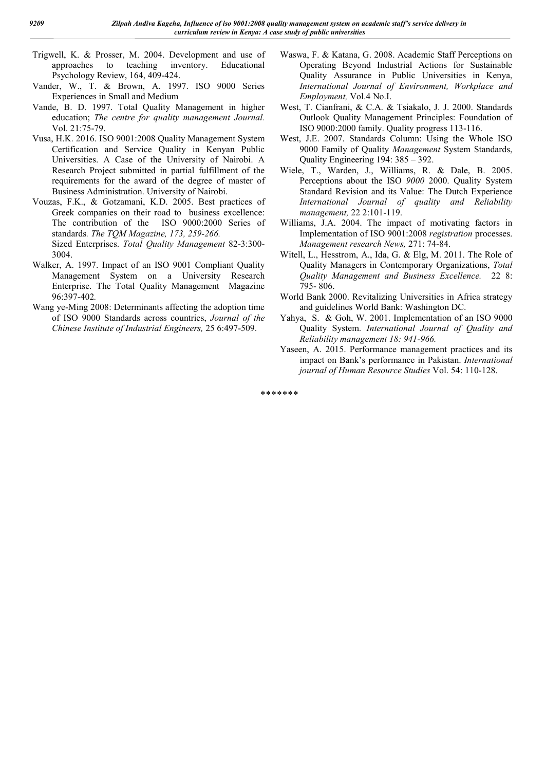Trigwell, K. & Prosser, M. 2004. Development and use of approaches to teaching inventory. Educational Psychology Review, 164, 409-424.

Vander, W., T. & Brown, A. 1997. ISO 9000 Series Experiences in Small and Medium

Vande, B. D. 1997. Total Quality Management in higher education; *The centre for quality management Journal.* Vol. 21:75-79.

Vusa, H.K. 2016. ISO 9001:2008 Quality Management System Certification and Service Quality in Kenyan Public Universities. A Case of the University of Nairobi. A Research Project submitted in partial fulfillment of the requirements for the award of the degree of master of Business Administration. University of Nairobi.

Vouzas, F.K., & Gotzamani, K.D. 2005. Best practices of Greek companies on their road to business excellence: The contribution of the ISO 9000:2000 Series of standards*. The TQM Magazine, 173, 259-266.*
Sized Enterprises. *Total Quality Management* 82-3:300-3004.

Walker, A. 1997. Impact of an ISO 9001 Compliant Quality Management System on a University Research Enterprise. The Total Quality Management Magazine 96:397-402*.*

Wang ye-Ming 2008: Determinants affecting the adoption time of ISO 9000 Standards across countries, *Journal of the Chinese Institute of Industrial Engineers,* 25 6:497-509.

Waswa, F. & Katana, G. 2008. Academic Staff Perceptions on Operating Beyond Industrial Actions for Sustainable Quality Assurance in Public Universities in Kenya, *International Journal of Environment, Workplace and Employment,* Vol.4 No.I.

West, T. Cianfrani, & C.A. & Tsiakalo, J. J. 2000. Standards Outlook Quality Management Principles: Foundation of ISO 9000:2000 family. Quality progress 113-116.

West, J.E. 2007. Standards Column: Using the Whole ISO 9000 Family of Quality *Management* System Standards, Quality Engineering 194: 385 – 392.

Wiele, T., Warden, J., Williams, R. & Dale, B. 2005. Perceptions about the ISO *9000* 2000. Quality System Standard Revision and its Value: The Dutch Experience *International Journal of quality and Reliability management,* 22 2:101-119.

Williams, J.A. 2004. The impact of motivating factors in Implementation of ISO 9001:2008 *registration* processes. *Management research News,* 271: 74-84.

Witell, L., Hesstrom, A., Ida, G. & Elg, M. 2011. The Role of Quality Managers in Contemporary Organizations, *Total Quality Management and Business Excellence.* 22 8: 795- 806.

World Bank 2000. Revitalizing Universities in Africa strategy and guidelines World Bank: Washington DC.

Yahya, S. & Goh, W. 2001. Implementation of an ISO 9000 Quality System. *International Journal of Quality and Reliability management 18: 941-966.*

Yaseen, A. 2015. Performance management practices and its impact on Bank's performance in Pakistan. *International journal of Human Resource Studies* Vol. 54: 110-128.

\*\*\*\*\*\*\*